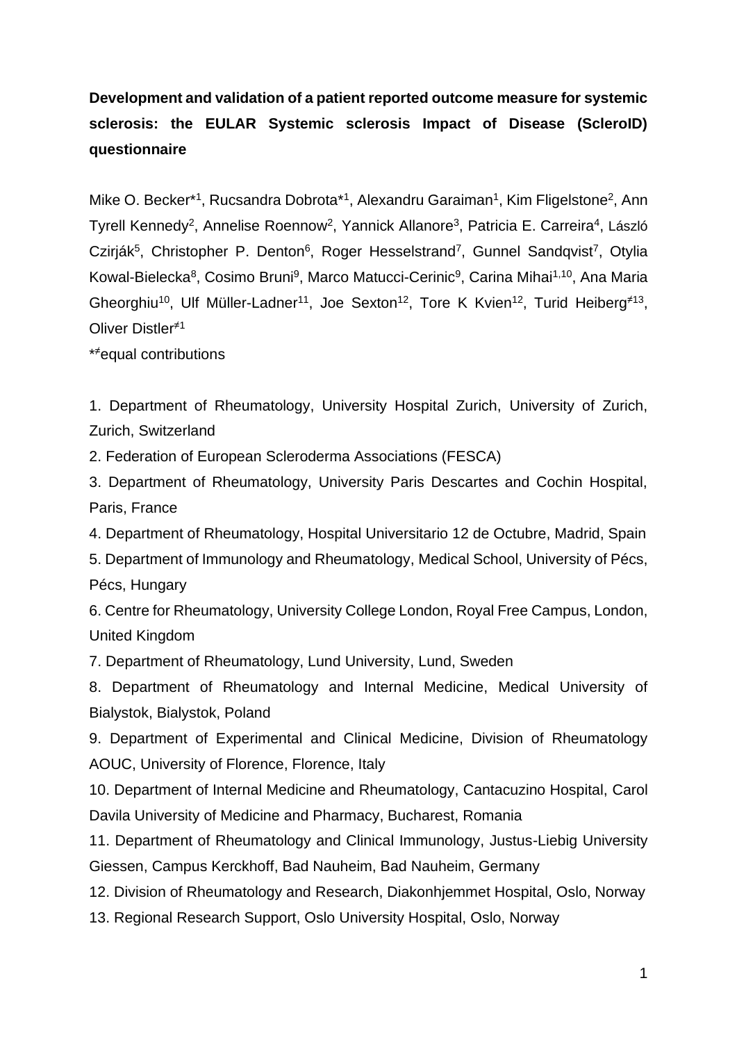**Development and validation of a patient reported outcome measure for systemic sclerosis: the EULAR Systemic sclerosis Impact of Disease (ScleroID) questionnaire**

Mike O. Becker*[1], Rucsandra Dobrota*[1], Alexandru Garaiman[1], Kim Fligelstone[2], Ann Tyrell Kennedy[2], Annelise Roennow[2], Yannick Allanore[3], Patricia E. Carreira[4], László Czirják[5], Christopher P. Denton[6], Roger Hesselstrand[7], Gunnel Sandqvist[7], Otylia Kowal-Bielecka[8], Cosimo Bruni[9], Marco Matucci-Cerinic[9], Carina Mihai[1,10], Ana Maria Gheorghiu[10], Ulf Müller-Ladner[11], Joe Sexton[12], Tore K Kvien[12], Turid Heiberg≠[13], Oliver Distler≠[1]

*≠equal contributions

1. Department of Rheumatology, University Hospital Zurich, University of Zurich, Zurich, Switzerland
2. Federation of European Scleroderma Associations (FESCA)
3. Department of Rheumatology, University Paris Descartes and Cochin Hospital, Paris, France
4. Department of Rheumatology, Hospital Universitario 12 de Octubre, Madrid, Spain
5. Department of Immunology and Rheumatology, Medical School, University of Pécs, Pécs, Hungary
6. Centre for Rheumatology, University College London, Royal Free Campus, London, United Kingdom
7. Department of Rheumatology, Lund University, Lund, Sweden
8. Department of Rheumatology and Internal Medicine, Medical University of Bialystok, Bialystok, Poland
9. Department of Experimental and Clinical Medicine, Division of Rheumatology AOUC, University of Florence, Florence, Italy
10. Department of Internal Medicine and Rheumatology, Cantacuzino Hospital, Carol Davila University of Medicine and Pharmacy, Bucharest, Romania
11. Department of Rheumatology and Clinical Immunology, Justus-Liebig University Giessen, Campus Kerckhoff, Bad Nauheim, Bad Nauheim, Germany
12. Division of Rheumatology and Research, Diakonhjemmet Hospital, Oslo, Norway
13. Regional Research Support, Oslo University Hospital, Oslo, Norway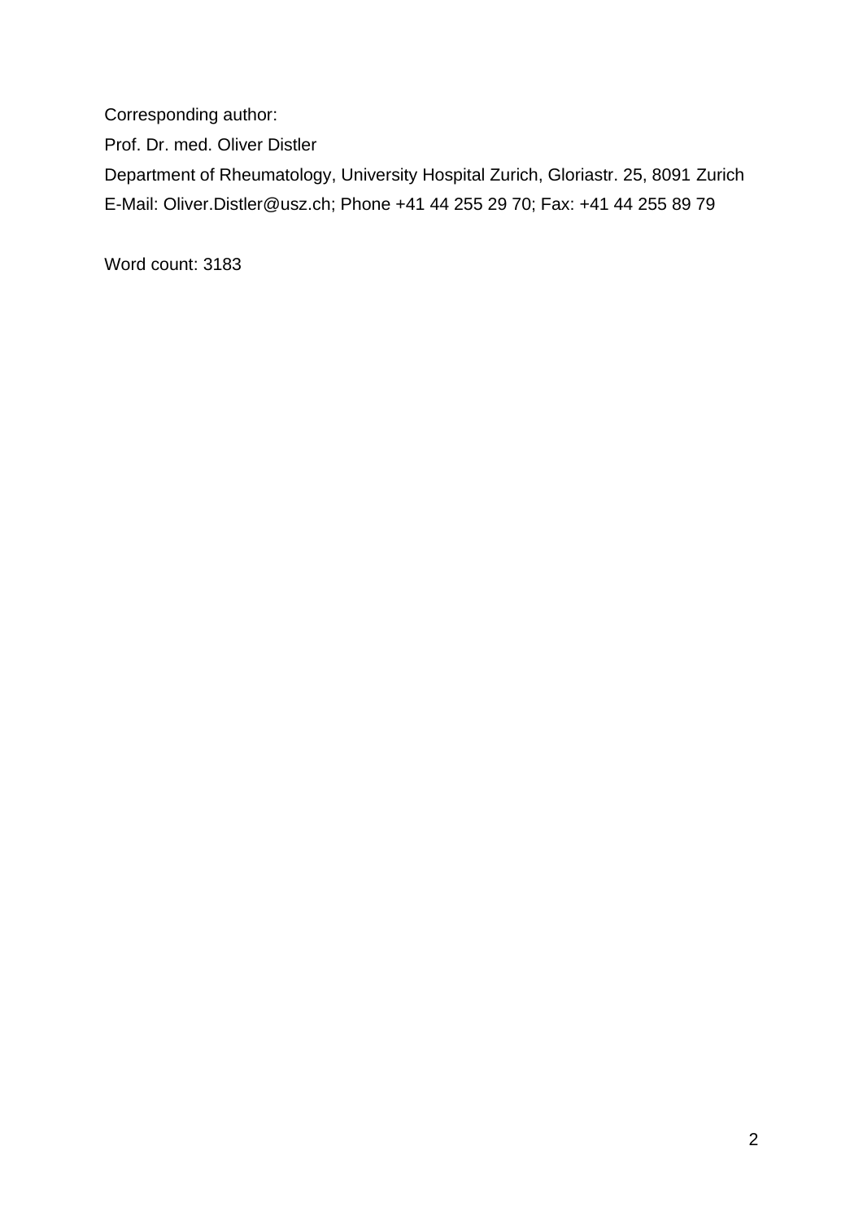Corresponding author:

Prof. Dr. med. Oliver Distler

Department of Rheumatology, University Hospital Zurich, Gloriastr. 25, 8091 Zurich

E-Mail: Oliver.Distler@usz.ch; Phone +41 44 255 29 70; Fax: +41 44 255 89 79

Word count: 3183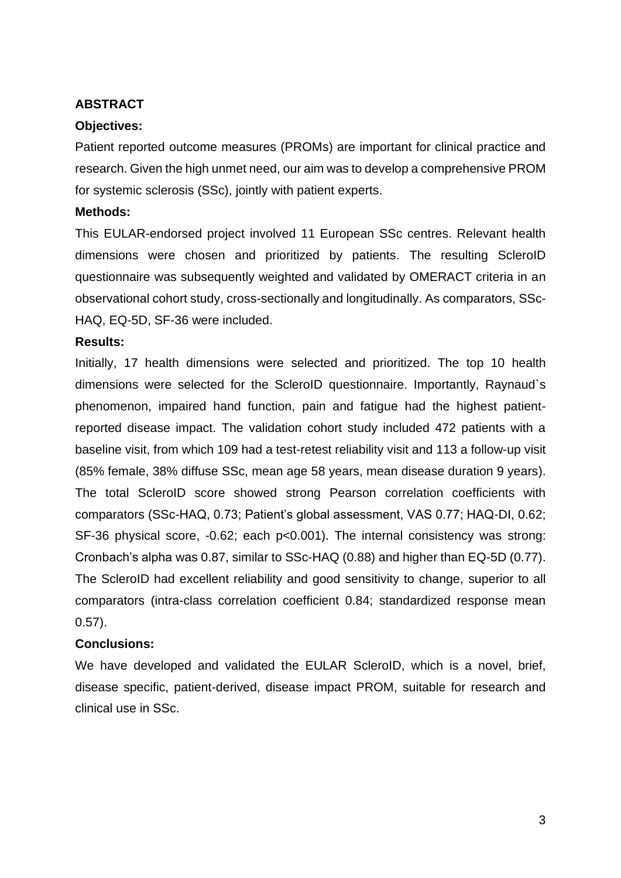## ABSTRACT

### Objectives:

Patient reported outcome measures (PROMs) are important for clinical practice and research. Given the high unmet need, our aim was to develop a comprehensive PROM for systemic sclerosis (SSc), jointly with patient experts.

### Methods:

This EULAR-endorsed project involved 11 European SSc centres. Relevant health dimensions were chosen and prioritized by patients. The resulting ScleroID questionnaire was subsequently weighted and validated by OMERACT criteria in an observational cohort study, cross-sectionally and longitudinally. As comparators, SSc-HAQ, EQ-5D, SF-36 were included.

### Results:

Initially, 17 health dimensions were selected and prioritized. The top 10 health dimensions were selected for the ScleroID questionnaire. Importantly, Raynaud`s phenomenon, impaired hand function, pain and fatigue had the highest patient-reported disease impact. The validation cohort study included 472 patients with a baseline visit, from which 109 had a test-retest reliability visit and 113 a follow-up visit (85% female, 38% diffuse SSc, mean age 58 years, mean disease duration 9 years). The total ScleroID score showed strong Pearson correlation coefficients with comparators (SSc-HAQ, 0.73; Patient's global assessment, VAS 0.77; HAQ-DI, 0.62; SF-36 physical score, -0.62; each $p<0.001$). The internal consistency was strong: Cronbach's alpha was 0.87, similar to SSc-HAQ (0.88) and higher than EQ-5D (0.77). The ScleroID had excellent reliability and good sensitivity to change, superior to all comparators (intra-class correlation coefficient 0.84; standardized response mean 0.57).

### Conclusions:

We have developed and validated the EULAR ScleroID, which is a novel, brief, disease specific, patient-derived, disease impact PROM, suitable for research and clinical use in SSc.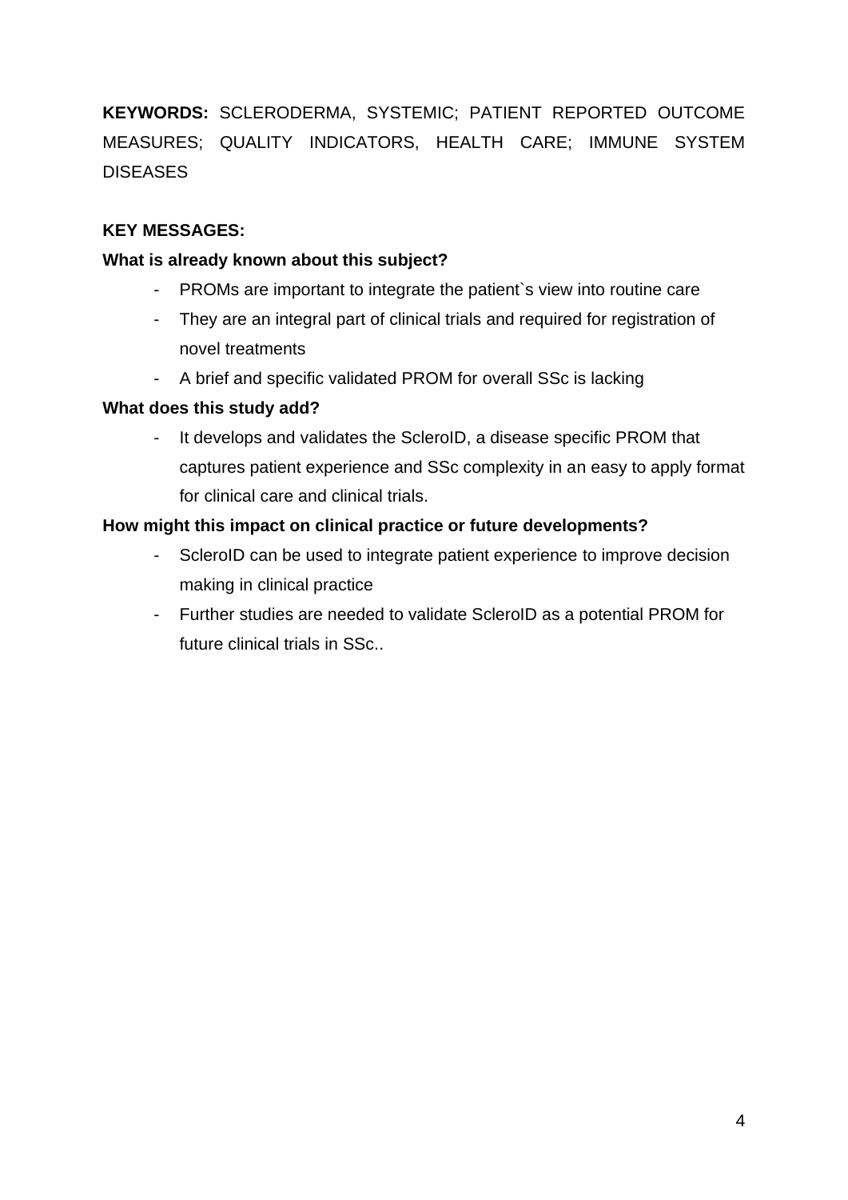**KEYWORDS:** SCLERODERMA, SYSTEMIC; PATIENT REPORTED OUTCOME MEASURES; QUALITY INDICATORS, HEALTH CARE; IMMUNE SYSTEM DISEASES

**KEY MESSAGES:**

**What is already known about this subject?**

- PROMs are important to integrate the patient`s view into routine care
- They are an integral part of clinical trials and required for registration of novel treatments
- A brief and specific validated PROM for overall SSc is lacking

**What does this study add?**

- It develops and validates the ScleroID, a disease specific PROM that captures patient experience and SSc complexity in an easy to apply format for clinical care and clinical trials.

**How might this impact on clinical practice or future developments?**

- ScleroID can be used to integrate patient experience to improve decision making in clinical practice
- Further studies are needed to validate ScleroID as a potential PROM for future clinical trials in SSc..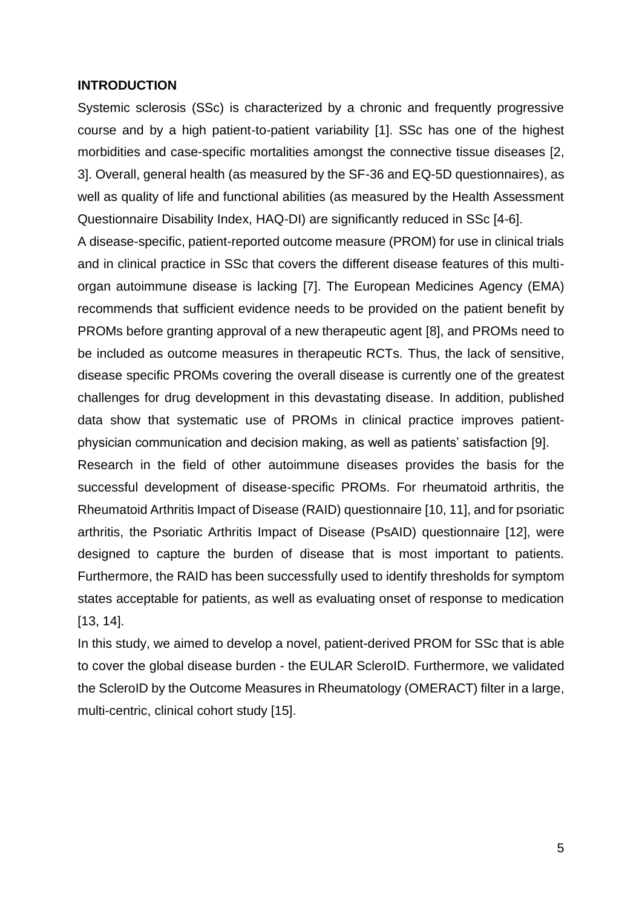## INTRODUCTION

Systemic sclerosis (SSc) is characterized by a chronic and frequently progressive course and by a high patient-to-patient variability [1]. SSc has one of the highest morbidities and case-specific mortalities amongst the connective tissue diseases [2, 3]. Overall, general health (as measured by the SF-36 and EQ-5D questionnaires), as well as quality of life and functional abilities (as measured by the Health Assessment Questionnaire Disability Index, HAQ-DI) are significantly reduced in SSc [4-6].

A disease-specific, patient-reported outcome measure (PROM) for use in clinical trials and in clinical practice in SSc that covers the different disease features of this multi-organ autoimmune disease is lacking [7]. The European Medicines Agency (EMA) recommends that sufficient evidence needs to be provided on the patient benefit by PROMs before granting approval of a new therapeutic agent [8], and PROMs need to be included as outcome measures in therapeutic RCTs. Thus, the lack of sensitive, disease specific PROMs covering the overall disease is currently one of the greatest challenges for drug development in this devastating disease. In addition, published data show that systematic use of PROMs in clinical practice improves patient-physician communication and decision making, as well as patients' satisfaction [9].

Research in the field of other autoimmune diseases provides the basis for the successful development of disease-specific PROMs. For rheumatoid arthritis, the Rheumatoid Arthritis Impact of Disease (RAID) questionnaire [10, 11], and for psoriatic arthritis, the Psoriatic Arthritis Impact of Disease (PsAID) questionnaire [12], were designed to capture the burden of disease that is most important to patients. Furthermore, the RAID has been successfully used to identify thresholds for symptom states acceptable for patients, as well as evaluating onset of response to medication [13, 14].

In this study, we aimed to develop a novel, patient-derived PROM for SSc that is able to cover the global disease burden - the EULAR ScleroID. Furthermore, we validated the ScleroID by the Outcome Measures in Rheumatology (OMERACT) filter in a large, multi-centric, clinical cohort study [15].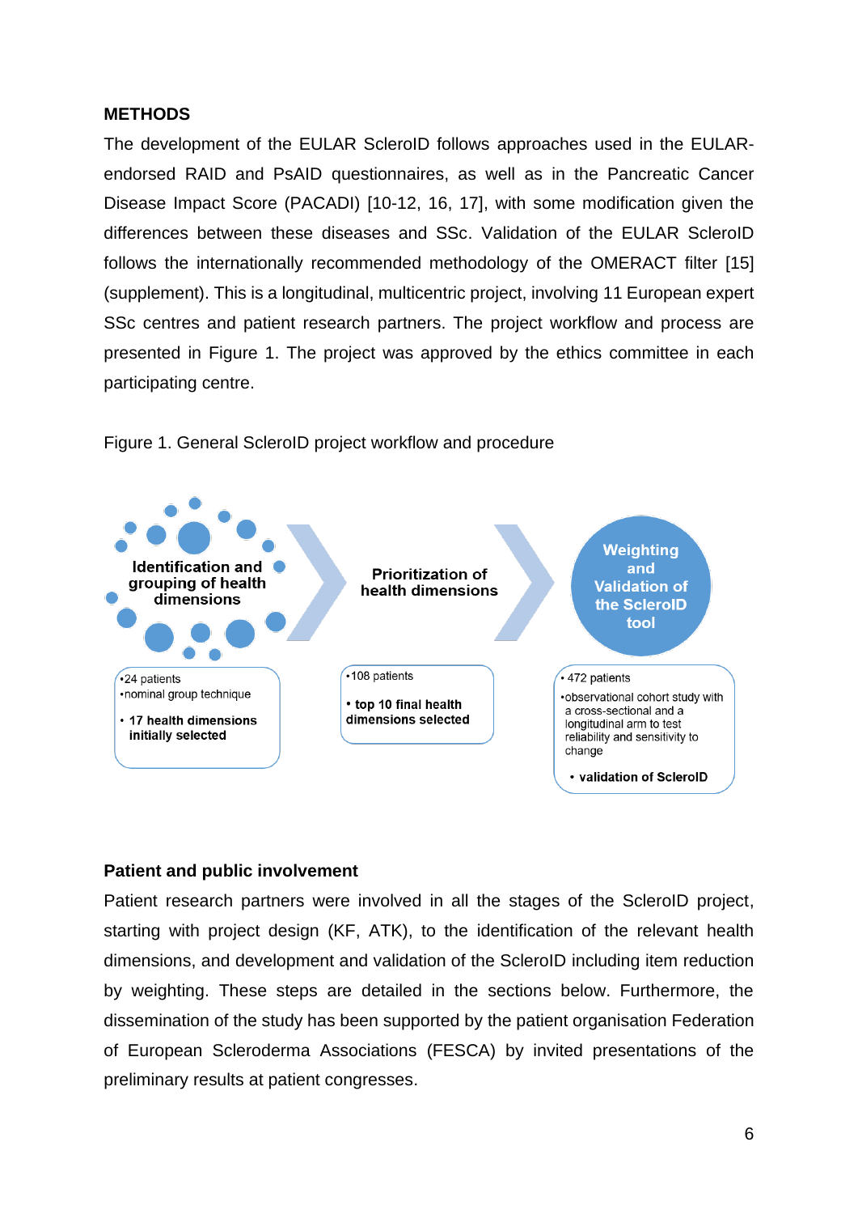**METHODS**

The development of the EULAR ScleroID follows approaches used in the EULAR-endorsed RAID and PsAID questionnaires, as well as in the Pancreatic Cancer Disease Impact Score (PACADI) [10-12, 16, 17], with some modification given the differences between these diseases and SSc. Validation of the EULAR ScleroID follows the internationally recommended methodology of the OMERACT filter [15] (supplement). This is a longitudinal, multicentric project, involving 11 European expert SSc centres and patient research partners. The project workflow and process are presented in Figure 1. The project was approved by the ethics committee in each participating centre.

Figure 1. General ScleroID project workflow and procedure

**Identification and grouping of health dimensions**

- 24 patients
- nominal group technique
- **17 health dimensions initially selected**

**Prioritization of health dimensions**

- 108 patients
- **top 10 final health dimensions selected**

**Weighting and Validation of the ScleroID tool**

- 472 patients
- observational cohort study with a cross-sectional and a longitudinal arm to test reliability and sensitivity to change
- **validation of ScleroID**

**Patient and public involvement**

Patient research partners were involved in all the stages of the ScleroID project, starting with project design (KF, ATK), to the identification of the relevant health dimensions, and development and validation of the ScleroID including item reduction by weighting. These steps are detailed in the sections below. Furthermore, the dissemination of the study has been supported by the patient organisation Federation of European Scleroderma Associations (FESCA) by invited presentations of the preliminary results at patient congresses.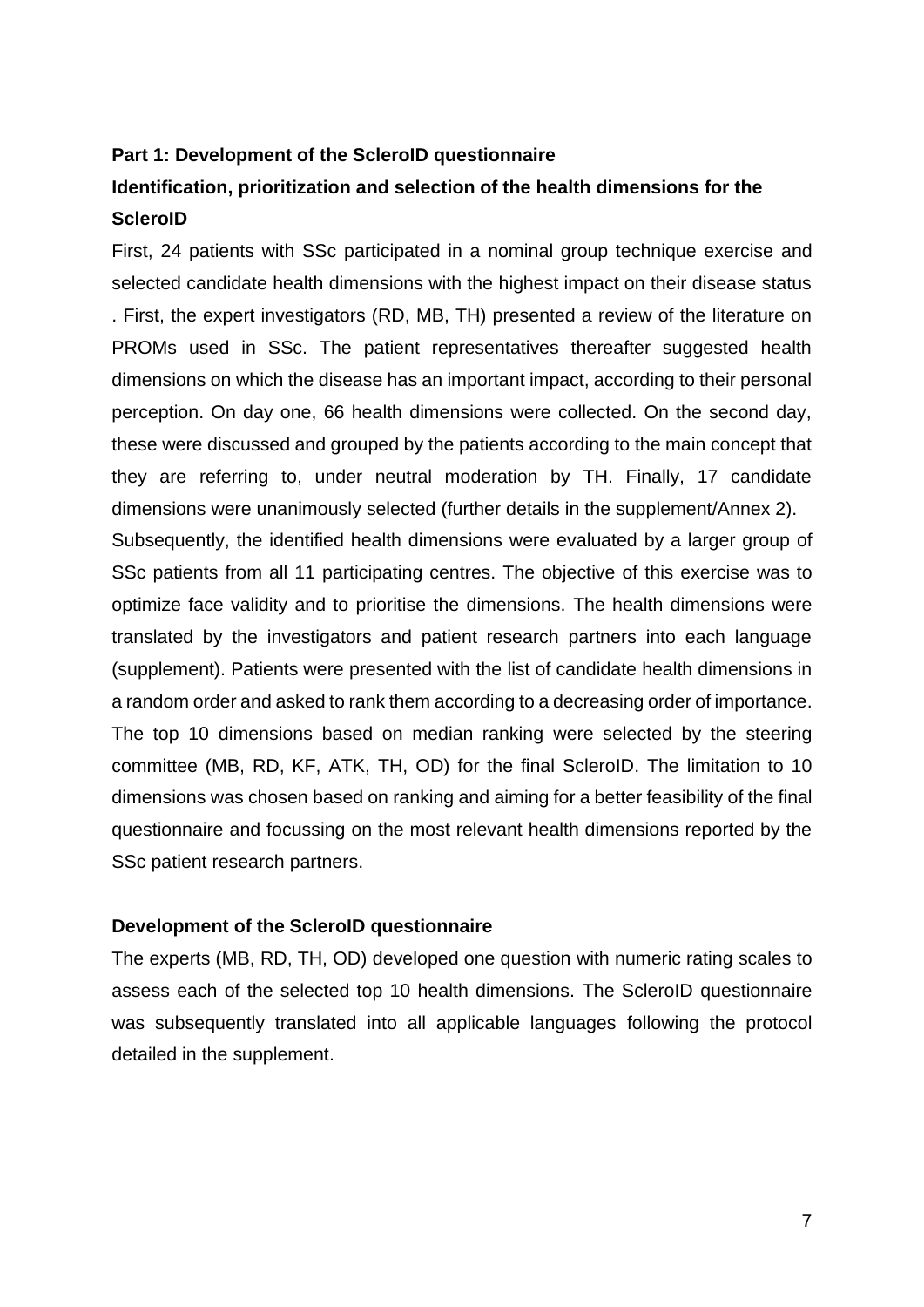**Part 1: Development of the ScleroID questionnaire**

**Identification, prioritization and selection of the health dimensions for the ScleroID**

First, 24 patients with SSc participated in a nominal group technique exercise and selected candidate health dimensions with the highest impact on their disease status . First, the expert investigators (RD, MB, TH) presented a review of the literature on PROMs used in SSc. The patient representatives thereafter suggested health dimensions on which the disease has an important impact, according to their personal perception. On day one, 66 health dimensions were collected. On the second day, these were discussed and grouped by the patients according to the main concept that they are referring to, under neutral moderation by TH. Finally, 17 candidate dimensions were unanimously selected (further details in the supplement/Annex 2).

Subsequently, the identified health dimensions were evaluated by a larger group of SSc patients from all 11 participating centres. The objective of this exercise was to optimize face validity and to prioritise the dimensions. The health dimensions were translated by the investigators and patient research partners into each language (supplement). Patients were presented with the list of candidate health dimensions in a random order and asked to rank them according to a decreasing order of importance. The top 10 dimensions based on median ranking were selected by the steering committee (MB, RD, KF, ATK, TH, OD) for the final ScleroID. The limitation to 10 dimensions was chosen based on ranking and aiming for a better feasibility of the final questionnaire and focussing on the most relevant health dimensions reported by the SSc patient research partners.

**Development of the ScleroID questionnaire**

The experts (MB, RD, TH, OD) developed one question with numeric rating scales to assess each of the selected top 10 health dimensions. The ScleroID questionnaire was subsequently translated into all applicable languages following the protocol detailed in the supplement.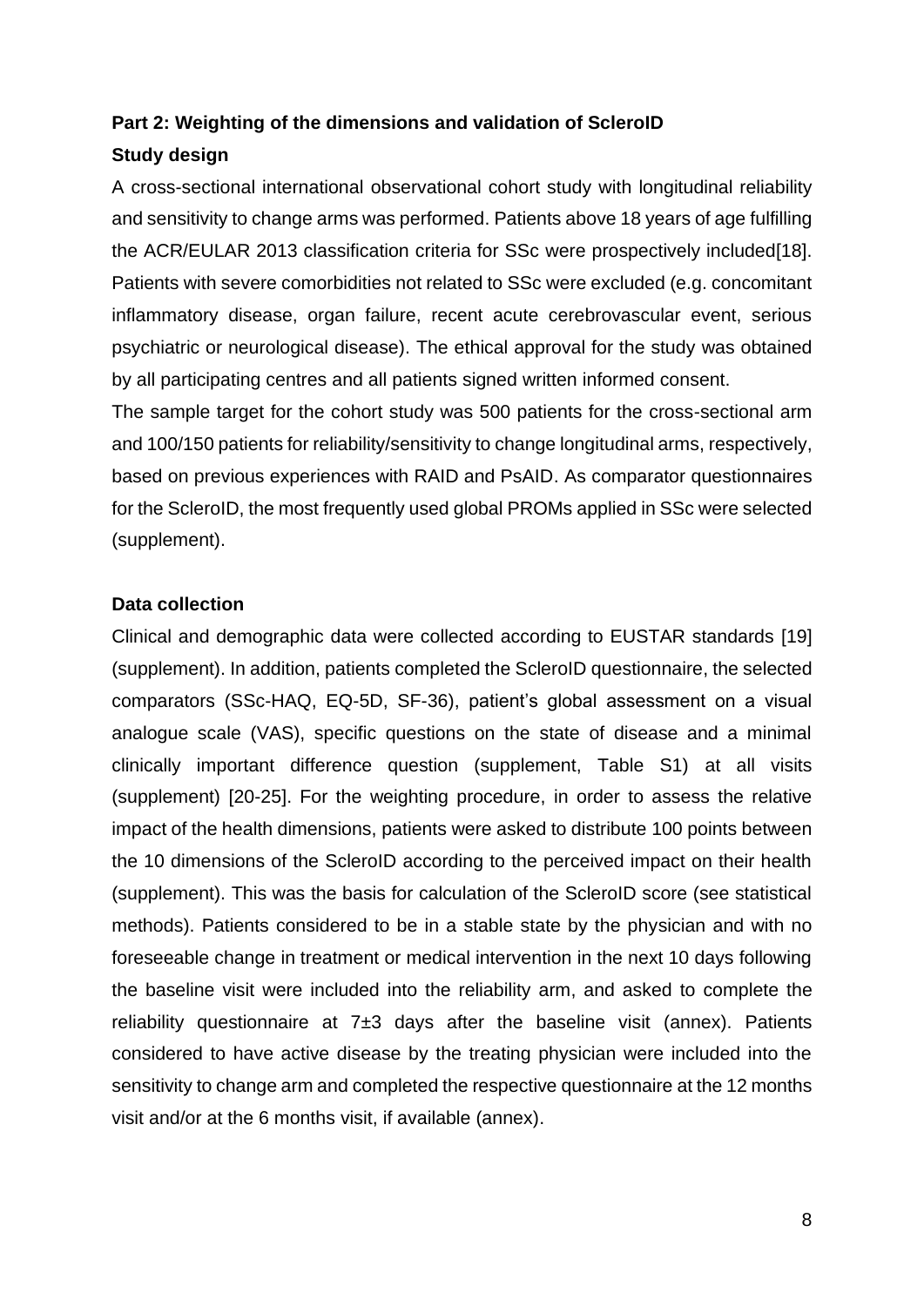**Part 2: Weighting of the dimensions and validation of ScleroID**

**Study design**

A cross-sectional international observational cohort study with longitudinal reliability and sensitivity to change arms was performed. Patients above 18 years of age fulfilling the ACR/EULAR 2013 classification criteria for SSc were prospectively included[18]. Patients with severe comorbidities not related to SSc were excluded (e.g. concomitant inflammatory disease, organ failure, recent acute cerebrovascular event, serious psychiatric or neurological disease). The ethical approval for the study was obtained by all participating centres and all patients signed written informed consent.

The sample target for the cohort study was 500 patients for the cross-sectional arm and 100/150 patients for reliability/sensitivity to change longitudinal arms, respectively, based on previous experiences with RAID and PsAID. As comparator questionnaires for the ScleroID, the most frequently used global PROMs applied in SSc were selected (supplement).

**Data collection**

Clinical and demographic data were collected according to EUSTAR standards [19] (supplement). In addition, patients completed the ScleroID questionnaire, the selected comparators (SSc-HAQ, EQ-5D, SF-36), patient's global assessment on a visual analogue scale (VAS), specific questions on the state of disease and a minimal clinically important difference question (supplement, Table S1) at all visits (supplement) [20-25]. For the weighting procedure, in order to assess the relative impact of the health dimensions, patients were asked to distribute 100 points between the 10 dimensions of the ScleroID according to the perceived impact on their health (supplement). This was the basis for calculation of the ScleroID score (see statistical methods). Patients considered to be in a stable state by the physician and with no foreseeable change in treatment or medical intervention in the next 10 days following the baseline visit were included into the reliability arm, and asked to complete the reliability questionnaire at 7±3 days after the baseline visit (annex). Patients considered to have active disease by the treating physician were included into the sensitivity to change arm and completed the respective questionnaire at the 12 months visit and/or at the 6 months visit, if available (annex).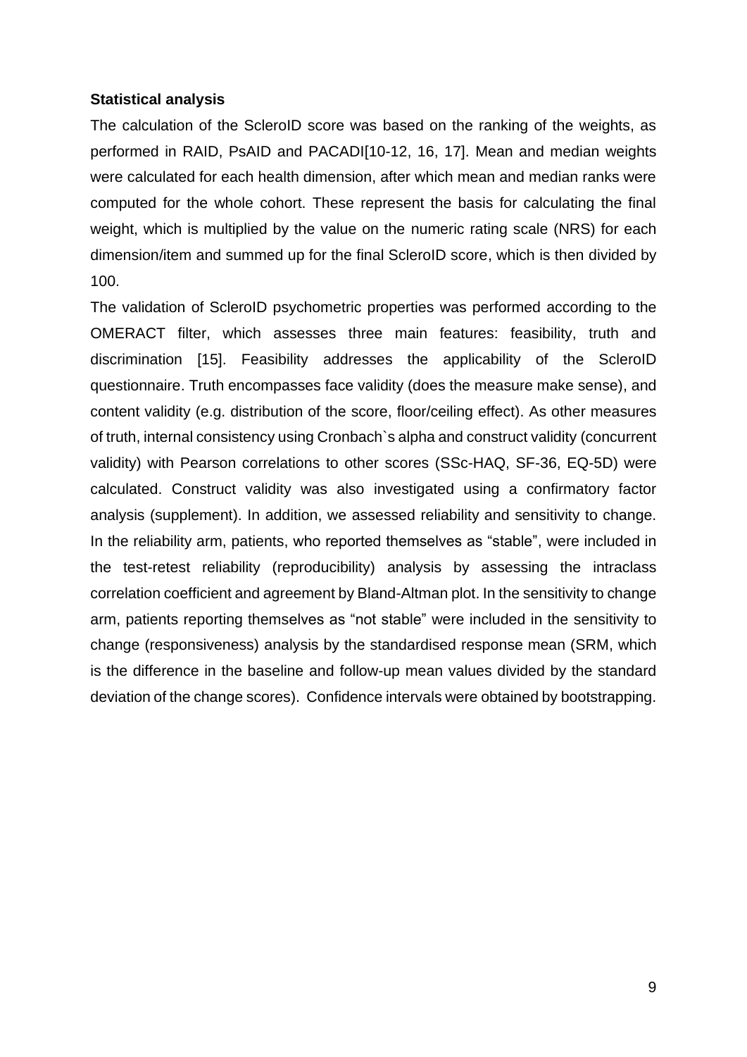**Statistical analysis**

The calculation of the ScleroID score was based on the ranking of the weights, as performed in RAID, PsAID and PACADI[10-12, 16, 17]. Mean and median weights were calculated for each health dimension, after which mean and median ranks were computed for the whole cohort. These represent the basis for calculating the final weight, which is multiplied by the value on the numeric rating scale (NRS) for each dimension/item and summed up for the final ScleroID score, which is then divided by 100.

The validation of ScleroID psychometric properties was performed according to the OMERACT filter, which assesses three main features: feasibility, truth and discrimination [15]. Feasibility addresses the applicability of the ScleroID questionnaire. Truth encompasses face validity (does the measure make sense), and content validity (e.g. distribution of the score, floor/ceiling effect). As other measures of truth, internal consistency using Cronbach`s alpha and construct validity (concurrent validity) with Pearson correlations to other scores (SSc-HAQ, SF-36, EQ-5D) were calculated. Construct validity was also investigated using a confirmatory factor analysis (supplement). In addition, we assessed reliability and sensitivity to change. In the reliability arm, patients, who reported themselves as "stable", were included in the test-retest reliability (reproducibility) analysis by assessing the intraclass correlation coefficient and agreement by Bland-Altman plot. In the sensitivity to change arm, patients reporting themselves as "not stable" were included in the sensitivity to change (responsiveness) analysis by the standardised response mean (SRM, which is the difference in the baseline and follow-up mean values divided by the standard deviation of the change scores). Confidence intervals were obtained by bootstrapping.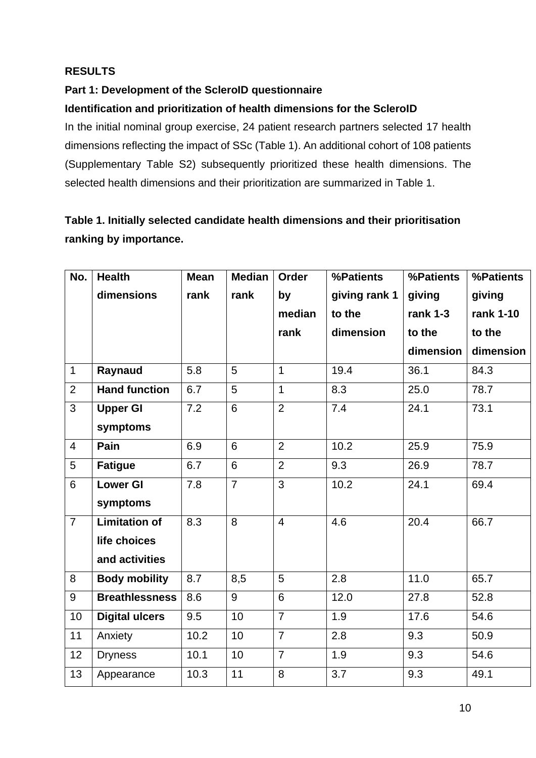**RESULTS**

**Part 1: Development of the ScleroID questionnaire**

**Identification and prioritization of health dimensions for the ScleroID**

In the initial nominal group exercise, 24 patient research partners selected 17 health dimensions reflecting the impact of SSc (Table 1). An additional cohort of 108 patients (Supplementary Table S2) subsequently prioritized these health dimensions. The selected health dimensions and their prioritization are summarized in Table 1.

**Table 1. Initially selected candidate health dimensions and their prioritisation ranking by importance.**

| No. | Health dimensions | Mean rank | Median rank | Order by median rank | %Patients giving rank 1 to the dimension | %Patients giving rank 1-3 to the dimension | %Patients giving rank 1-10 to the dimension |
|---|---|---|---|---|---|---|---|
| 1 | **Raynaud** | 5.8 | 5 | 1 | 19.4 | 36.1 | 84.3 |
| 2 | **Hand function** | 6.7 | 5 | 1 | 8.3 | 25.0 | 78.7 |
| 3 | **Upper GI symptoms** | 7.2 | 6 | 2 | 7.4 | 24.1 | 73.1 |
| 4 | **Pain** | 6.9 | 6 | 2 | 10.2 | 25.9 | 75.9 |
| 5 | **Fatigue** | 6.7 | 6 | 2 | 9.3 | 26.9 | 78.7 |
| 6 | **Lower GI symptoms** | 7.8 | 7 | 3 | 10.2 | 24.1 | 69.4 |
| 7 | **Limitation of life choices and activities** | 8.3 | 8 | 4 | 4.6 | 20.4 | 66.7 |
| 8 | **Body mobility** | 8.7 | 8,5 | 5 | 2.8 | 11.0 | 65.7 |
| 9 | **Breathlessness** | 8.6 | 9 | 6 | 12.0 | 27.8 | 52.8 |
| 10 | **Digital ulcers** | 9.5 | 10 | 7 | 1.9 | 17.6 | 54.6 |
| 11 | Anxiety | 10.2 | 10 | 7 | 2.8 | 9.3 | 50.9 |
| 12 | Dryness | 10.1 | 10 | 7 | 1.9 | 9.3 | 54.6 |
| 13 | Appearance | 10.3 | 11 | 8 | 3.7 | 9.3 | 49.1 |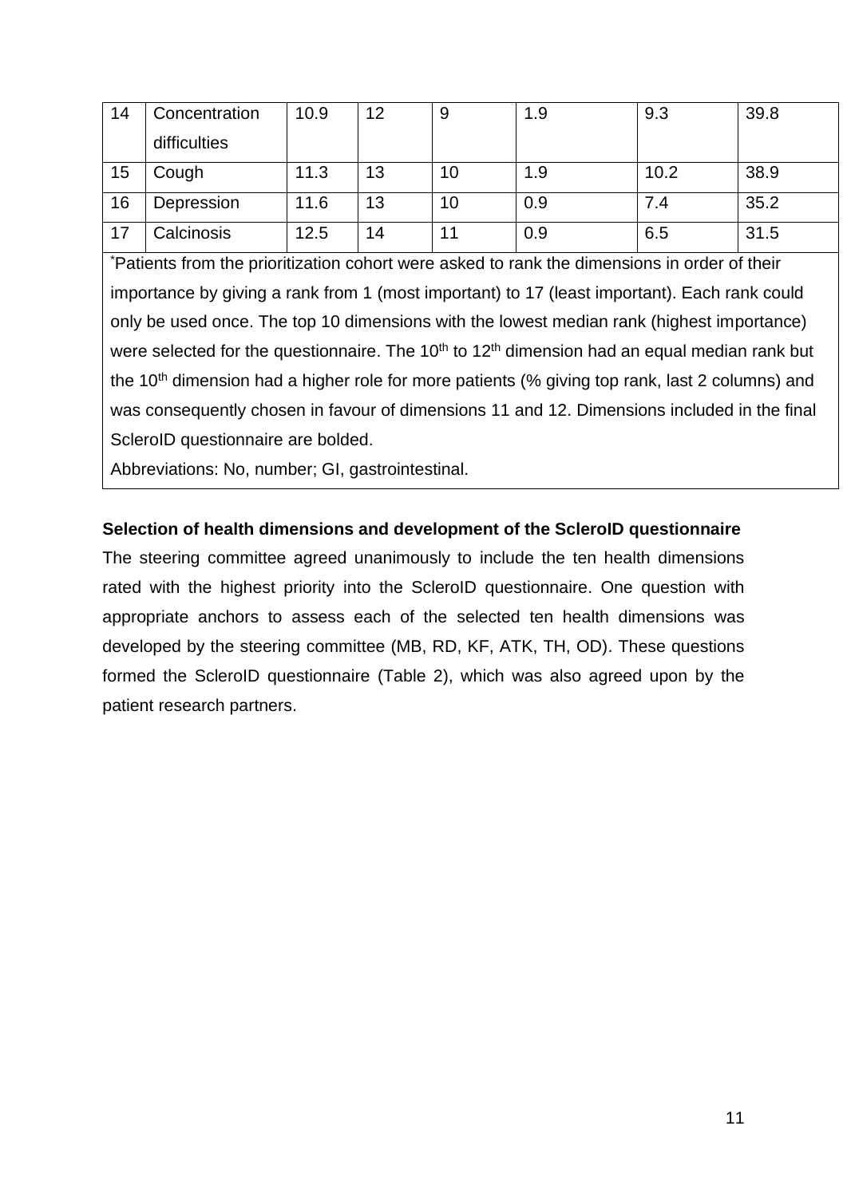| 14 | Concentration difficulties | 10.9 | 12 | 9 | 1.9 | 9.3 | 39.8 |
|---|---|---|---|---|---|---|---|
| 15 | Cough | 11.3 | 13 | 10 | 1.9 | 10.2 | 38.9 |
| 16 | Depression | 11.6 | 13 | 10 | 0.9 | 7.4 | 35.2 |
| 17 | Calcinosis | 12.5 | 14 | 11 | 0.9 | 6.5 | 31.5 |

*Patients from the prioritization cohort were asked to rank the dimensions in order of their importance by giving a rank from 1 (most important) to 17 (least important). Each rank could only be used once. The top 10 dimensions with the lowest median rank (highest importance) were selected for the questionnaire. The 10th to 12th dimension had an equal median rank but the 10th dimension had a higher role for more patients (% giving top rank, last 2 columns) and was consequently chosen in favour of dimensions 11 and 12. Dimensions included in the final ScleroID questionnaire are bolded.

Abbreviations: No, number; GI, gastrointestinal.

**Selection of health dimensions and development of the ScleroID questionnaire**

The steering committee agreed unanimously to include the ten health dimensions rated with the highest priority into the ScleroID questionnaire. One question with appropriate anchors to assess each of the selected ten health dimensions was developed by the steering committee (MB, RD, KF, ATK, TH, OD). These questions formed the ScleroID questionnaire (Table 2), which was also agreed upon by the patient research partners.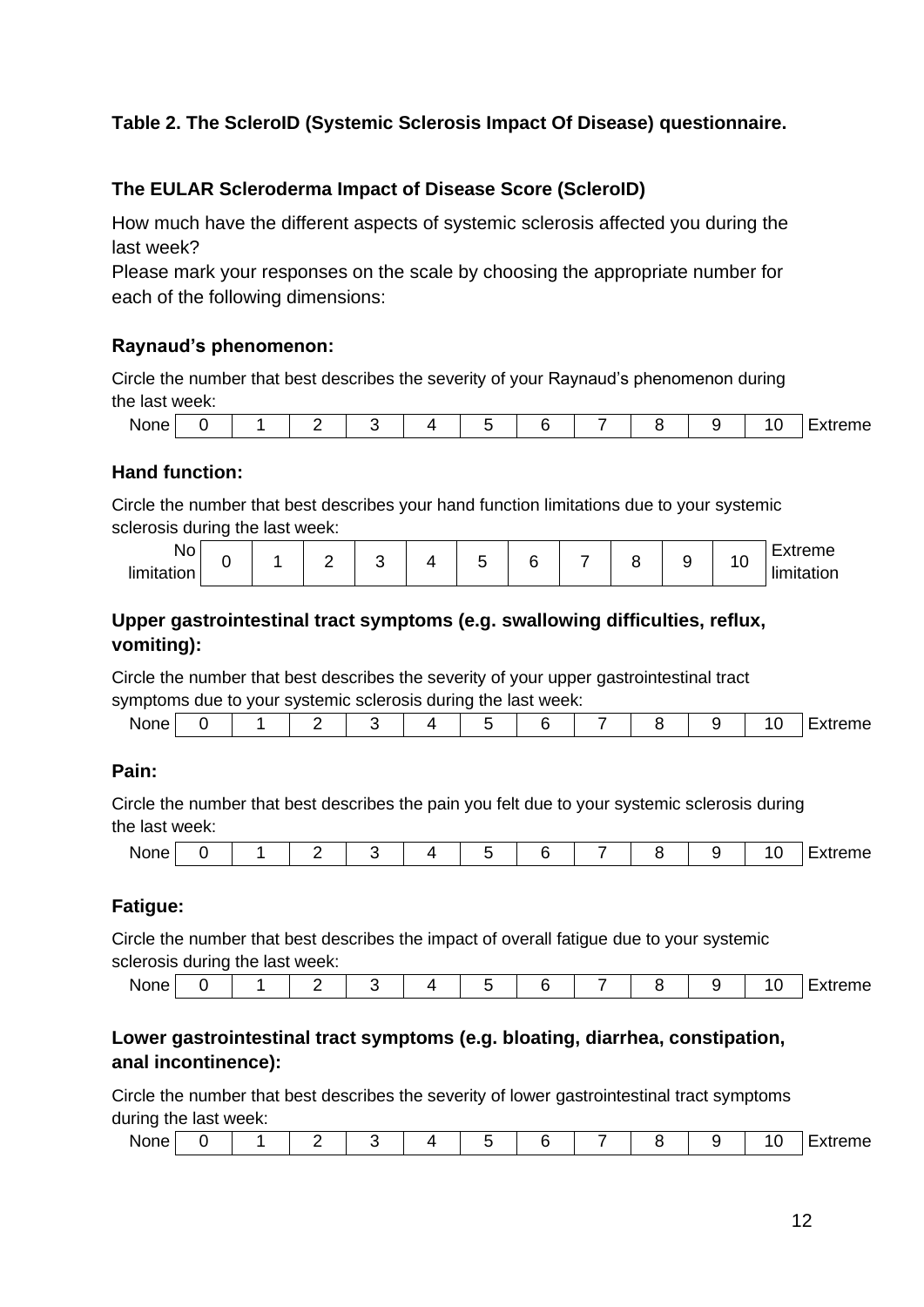**Table 2. The ScleroID (Systemic Sclerosis Impact Of Disease) questionnaire.**

**The EULAR Scleroderma Impact of Disease Score (ScleroID)**

How much have the different aspects of systemic sclerosis affected you during the last week?
Please mark your responses on the scale by choosing the appropriate number for each of the following dimensions:

**Raynaud's phenomenon:**

Circle the number that best describes the severity of your Raynaud's phenomenon during the last week:

| None | 0 | 1 | 2 | 3 | 4 | 5 | 6 | 7 | 8 | 9 | 10 | Extreme |
|---|---|---|---|---|---|---|---|---|---|---|---|---|

**Hand function:**

Circle the number that best describes your hand function limitations due to your systemic sclerosis during the last week:

| No limitation | 0 | 1 | 2 | 3 | 4 | 5 | 6 | 7 | 8 | 9 | 10 | Extreme limitation |
|---|---|---|---|---|---|---|---|---|---|---|---|---|

**Upper gastrointestinal tract symptoms (e.g. swallowing difficulties, reflux, vomiting):**

Circle the number that best describes the severity of your upper gastrointestinal tract symptoms due to your systemic sclerosis during the last week:

| None | 0 | 1 | 2 | 3 | 4 | 5 | 6 | 7 | 8 | 9 | 10 | Extreme |
|---|---|---|---|---|---|---|---|---|---|---|---|---|

**Pain:**

Circle the number that best describes the pain you felt due to your systemic sclerosis during the last week:

| None | 0 | 1 | 2 | 3 | 4 | 5 | 6 | 7 | 8 | 9 | 10 | Extreme |
|---|---|---|---|---|---|---|---|---|---|---|---|---|

**Fatigue:**

Circle the number that best describes the impact of overall fatigue due to your systemic sclerosis during the last week:

| None | 0 | 1 | 2 | 3 | 4 | 5 | 6 | 7 | 8 | 9 | 10 | Extreme |
|---|---|---|---|---|---|---|---|---|---|---|---|---|

**Lower gastrointestinal tract symptoms (e.g. bloating, diarrhea, constipation, anal incontinence):**

Circle the number that best describes the severity of lower gastrointestinal tract symptoms during the last week:

| None | 0 | 1 | 2 | 3 | 4 | 5 | 6 | 7 | 8 | 9 | 10 | Extreme |
|---|---|---|---|---|---|---|---|---|---|---|---|---|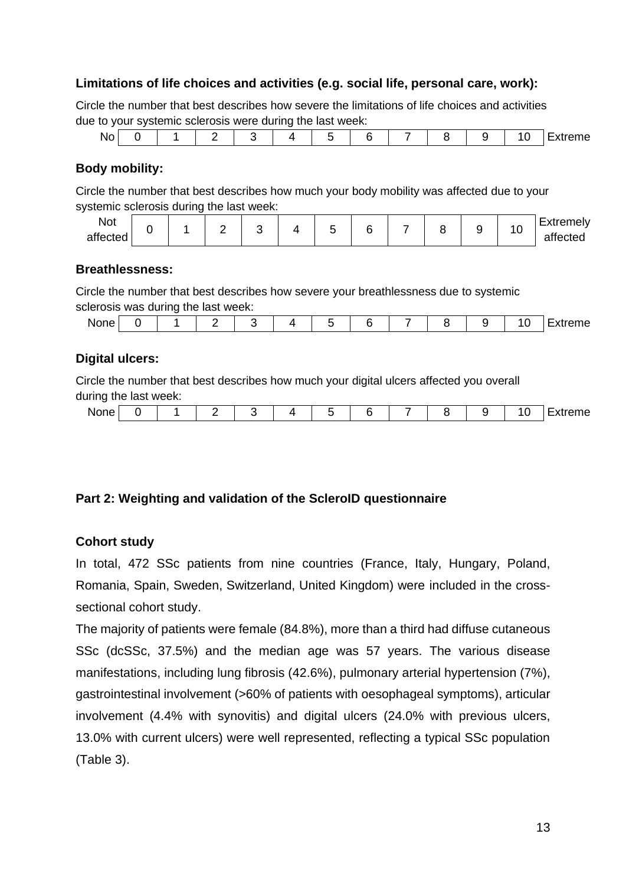**Limitations of life choices and activities (e.g. social life, personal care, work):**

Circle the number that best describes how severe the limitations of life choices and activities due to your systemic sclerosis were during the last week:

| No | 0 | 1 | 2 | 3 | 4 | 5 | 6 | 7 | 8 | 9 | 10 | Extreme |
|---|---|---|---|---|---|---|---|---|---|---|---|---|

**Body mobility:**

Circle the number that best describes how much your body mobility was affected due to your systemic sclerosis during the last week:

| Not affected | 0 | 1 | 2 | 3 | 4 | 5 | 6 | 7 | 8 | 9 | 10 | Extremely affected |
|---|---|---|---|---|---|---|---|---|---|---|---|---|

**Breathlessness:**

Circle the number that best describes how severe your breathlessness due to systemic sclerosis was during the last week:

| None | 0 | 1 | 2 | 3 | 4 | 5 | 6 | 7 | 8 | 9 | 10 | Extreme |
|---|---|---|---|---|---|---|---|---|---|---|---|---|

**Digital ulcers:**

Circle the number that best describes how much your digital ulcers affected you overall during the last week:

| None | 0 | 1 | 2 | 3 | 4 | 5 | 6 | 7 | 8 | 9 | 10 | Extreme |
|---|---|---|---|---|---|---|---|---|---|---|---|---|

## Part 2: Weighting and validation of the ScleroID questionnaire

### Cohort study

In total, 472 SSc patients from nine countries (France, Italy, Hungary, Poland, Romania, Spain, Sweden, Switzerland, United Kingdom) were included in the cross-sectional cohort study.

The majority of patients were female (84.8%), more than a third had diffuse cutaneous SSc (dcSSc, 37.5%) and the median age was 57 years. The various disease manifestations, including lung fibrosis (42.6%), pulmonary arterial hypertension (7%), gastrointestinal involvement (>60% of patients with oesophageal symptoms), articular involvement (4.4% with synovitis) and digital ulcers (24.0% with previous ulcers, 13.0% with current ulcers) were well represented, reflecting a typical SSc population (Table 3).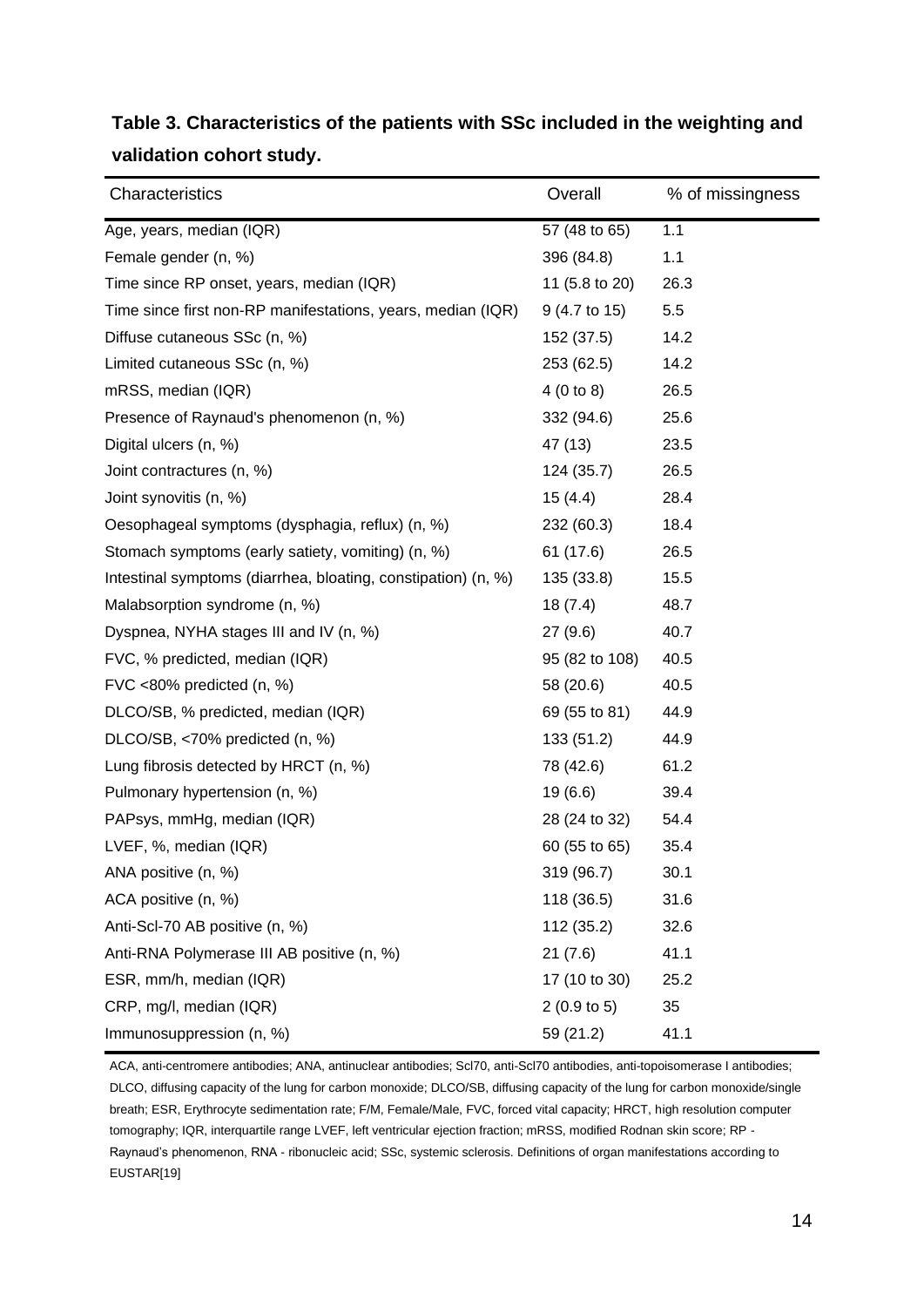**Table 3. Characteristics of the patients with SSc included in the weighting and validation cohort study.**

| Characteristics | Overall | % of missingness |
|---|---|---|
| Age, years, median (IQR) | 57 (48 to 65) | 1.1 |
| Female gender (n, %) | 396 (84.8) | 1.1 |
| Time since RP onset, years, median (IQR) | 11 (5.8 to 20) | 26.3 |
| Time since first non-RP manifestations, years, median (IQR) | 9 (4.7 to 15) | 5.5 |
| Diffuse cutaneous SSc (n, %) | 152 (37.5) | 14.2 |
| Limited cutaneous SSc (n, %) | 253 (62.5) | 14.2 |
| mRSS, median (IQR) | 4 (0 to 8) | 26.5 |
| Presence of Raynaud's phenomenon (n, %) | 332 (94.6) | 25.6 |
| Digital ulcers (n, %) | 47 (13) | 23.5 |
| Joint contractures (n, %) | 124 (35.7) | 26.5 |
| Joint synovitis (n, %) | 15 (4.4) | 28.4 |
| Oesophageal symptoms (dysphagia, reflux) (n, %) | 232 (60.3) | 18.4 |
| Stomach symptoms (early satiety, vomiting) (n, %) | 61 (17.6) | 26.5 |
| Intestinal symptoms (diarrhea, bloating, constipation) (n, %) | 135 (33.8) | 15.5 |
| Malabsorption syndrome (n, %) | 18 (7.4) | 48.7 |
| Dyspnea, NYHA stages III and IV (n, %) | 27 (9.6) | 40.7 |
| FVC, % predicted, median (IQR) | 95 (82 to 108) | 40.5 |
| FVC <80% predicted (n, %) | 58 (20.6) | 40.5 |
| DLCO/SB, % predicted, median (IQR) | 69 (55 to 81) | 44.9 |
| DLCO/SB, <70% predicted (n, %) | 133 (51.2) | 44.9 |
| Lung fibrosis detected by HRCT (n, %) | 78 (42.6) | 61.2 |
| Pulmonary hypertension (n, %) | 19 (6.6) | 39.4 |
| PAPsys, mmHg, median (IQR) | 28 (24 to 32) | 54.4 |
| LVEF, %, median (IQR) | 60 (55 to 65) | 35.4 |
| ANA positive (n, %) | 319 (96.7) | 30.1 |
| ACA positive (n, %) | 118 (36.5) | 31.6 |
| Anti-Scl-70 AB positive (n, %) | 112 (35.2) | 32.6 |
| Anti-RNA Polymerase III AB positive (n, %) | 21 (7.6) | 41.1 |
| ESR, mm/h, median (IQR) | 17 (10 to 30) | 25.2 |
| CRP, mg/l, median (IQR) | 2 (0.9 to 5) | 35 |
| Immunosuppression (n, %) | 59 (21.2) | 41.1 |

ACA, anti-centromere antibodies; ANA, antinuclear antibodies; Scl70, anti-Scl70 antibodies, anti-topoisomerase I antibodies; DLCO, diffusing capacity of the lung for carbon monoxide; DLCO/SB, diffusing capacity of the lung for carbon monoxide/single breath; ESR, Erythrocyte sedimentation rate; F/M, Female/Male, FVC, forced vital capacity; HRCT, high resolution computer tomography; IQR, interquartile range LVEF, left ventricular ejection fraction; mRSS, modified Rodnan skin score; RP - Raynaud's phenomenon, RNA - ribonucleic acid; SSc, systemic sclerosis. Definitions of organ manifestations according to EUSTAR[19]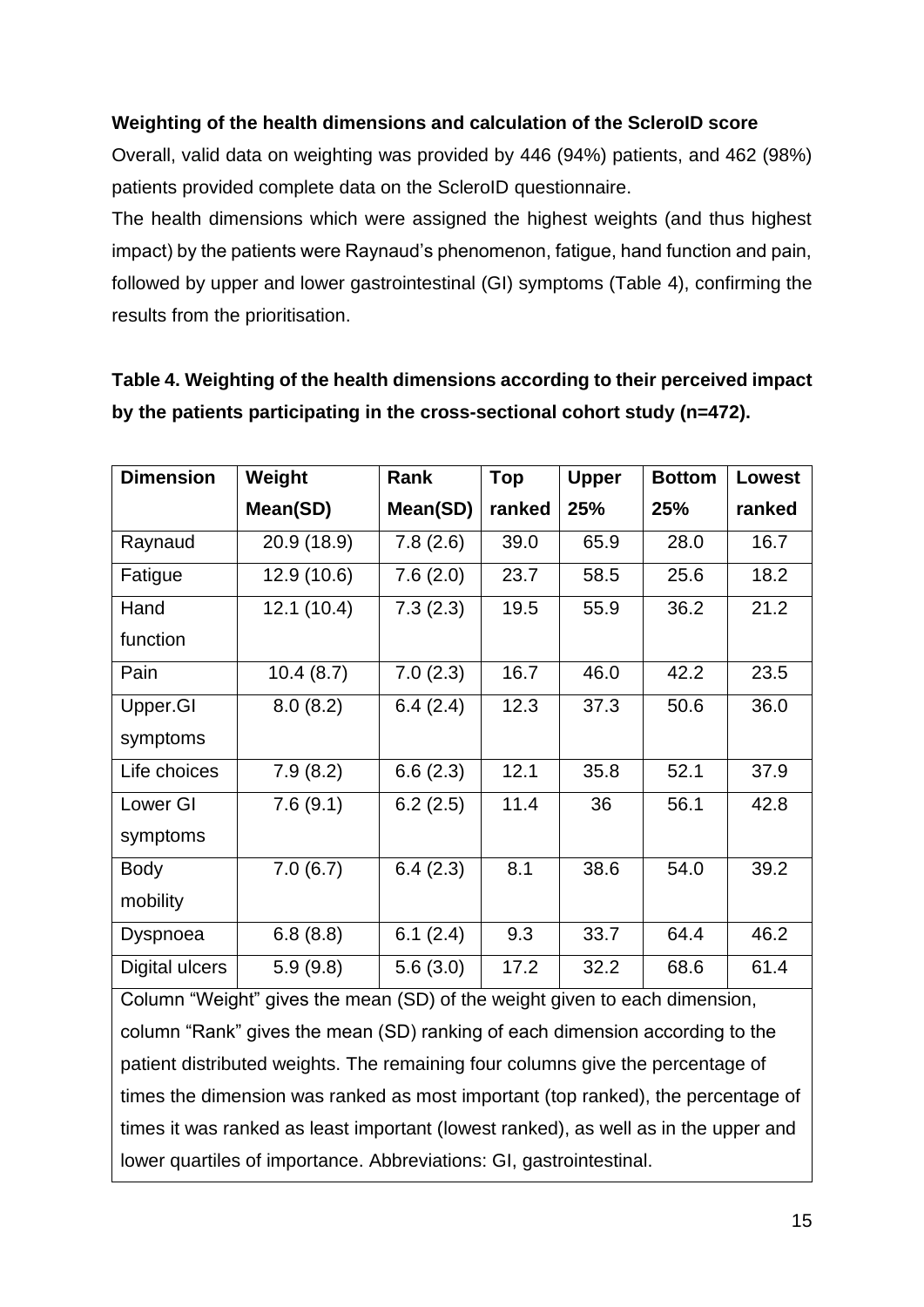**Weighting of the health dimensions and calculation of the ScleroID score**

Overall, valid data on weighting was provided by 446 (94%) patients, and 462 (98%) patients provided complete data on the ScleroID questionnaire.

The health dimensions which were assigned the highest weights (and thus highest impact) by the patients were Raynaud's phenomenon, fatigue, hand function and pain, followed by upper and lower gastrointestinal (GI) symptoms (Table 4), confirming the results from the prioritisation.

**Table 4. Weighting of the health dimensions according to their perceived impact by the patients participating in the cross-sectional cohort study (n=472).**

| Dimension | Weight Mean(SD) | Rank Mean(SD) | Top ranked | Upper 25% | Bottom 25% | Lowest ranked |
|---|---|---|---|---|---|---|
| Raynaud | 20.9 (18.9) | 7.8 (2.6) | 39.0 | 65.9 | 28.0 | 16.7 |
| Fatigue | 12.9 (10.6) | 7.6 (2.0) | 23.7 | 58.5 | 25.6 | 18.2 |
| Hand function | 12.1 (10.4) | 7.3 (2.3) | 19.5 | 55.9 | 36.2 | 21.2 |
| Pain | 10.4 (8.7) | 7.0 (2.3) | 16.7 | 46.0 | 42.2 | 23.5 |
| Upper.GI symptoms | 8.0 (8.2) | 6.4 (2.4) | 12.3 | 37.3 | 50.6 | 36.0 |
| Life choices | 7.9 (8.2) | 6.6 (2.3) | 12.1 | 35.8 | 52.1 | 37.9 |
| Lower GI symptoms | 7.6 (9.1) | 6.2 (2.5) | 11.4 | 36 | 56.1 | 42.8 |
| Body mobility | 7.0 (6.7) | 6.4 (2.3) | 8.1 | 38.6 | 54.0 | 39.2 |
| Dyspnoea | 6.8 (8.8) | 6.1 (2.4) | 9.3 | 33.7 | 64.4 | 46.2 |
| Digital ulcers | 5.9 (9.8) | 5.6 (3.0) | 17.2 | 32.2 | 68.6 | 61.4 |

Column "Weight" gives the mean (SD) of the weight given to each dimension, column "Rank" gives the mean (SD) ranking of each dimension according to the patient distributed weights. The remaining four columns give the percentage of times the dimension was ranked as most important (top ranked), the percentage of times it was ranked as least important (lowest ranked), as well as in the upper and lower quartiles of importance. Abbreviations: GI, gastrointestinal.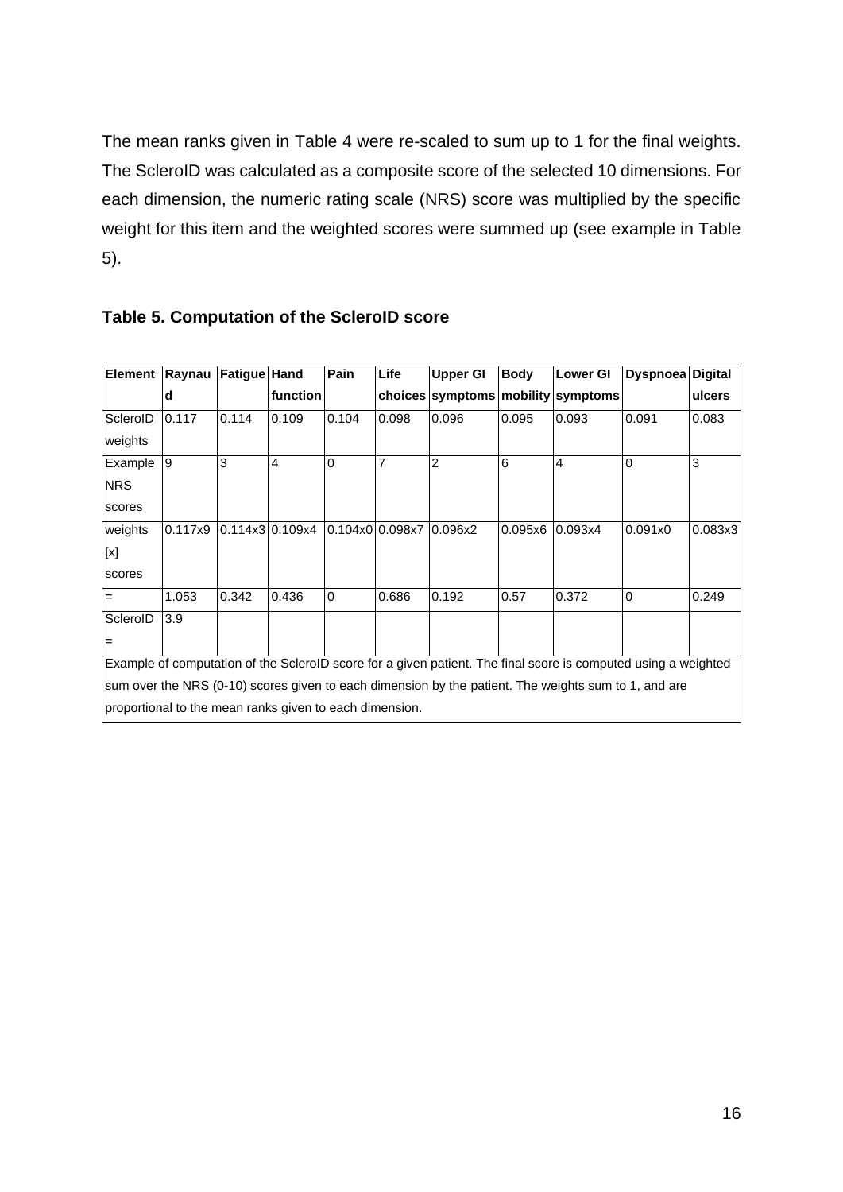The mean ranks given in Table 4 were re-scaled to sum up to 1 for the final weights. The ScleroID was calculated as a composite score of the selected 10 dimensions. For each dimension, the numeric rating scale (NRS) score was multiplied by the specific weight for this item and the weighted scores were summed up (see example in Table 5).

### Table 5. Computation of the ScleroID score

| Element | Raynaud | Fatigue | Hand function | Pain | Life choices | Upper GI symptoms | Body mobility | Lower GI symptoms | Dyspnoea | Digital ulcers |
|---|---|---|---|---|---|---|---|---|---|---|
| ScleroID weights | 0.117 | 0.114 | 0.109 | 0.104 | 0.098 | 0.096 | 0.095 | 0.093 | 0.091 | 0.083 |
| Example NRS scores | 9 | 3 | 4 | 0 | 7 | 2 | 6 | 4 | 0 | 3 |
| weights [x] scores | 0.117x9 | 0.114x3 | 0.109x4 | 0.104x0 | 0.098x7 | 0.096x2 | 0.095x6 | 0.093x4 | 0.091x0 | 0.083x3 |
| = | 1.053 | 0.342 | 0.436 | 0 | 0.686 | 0.192 | 0.57 | 0.372 | 0 | 0.249 |
| ScleroID = | 3.9 | | | | | | | | | |

Example of computation of the ScleroID score for a given patient. The final score is computed using a weighted sum over the NRS (0-10) scores given to each dimension by the patient. The weights sum to 1, and are proportional to the mean ranks given to each dimension.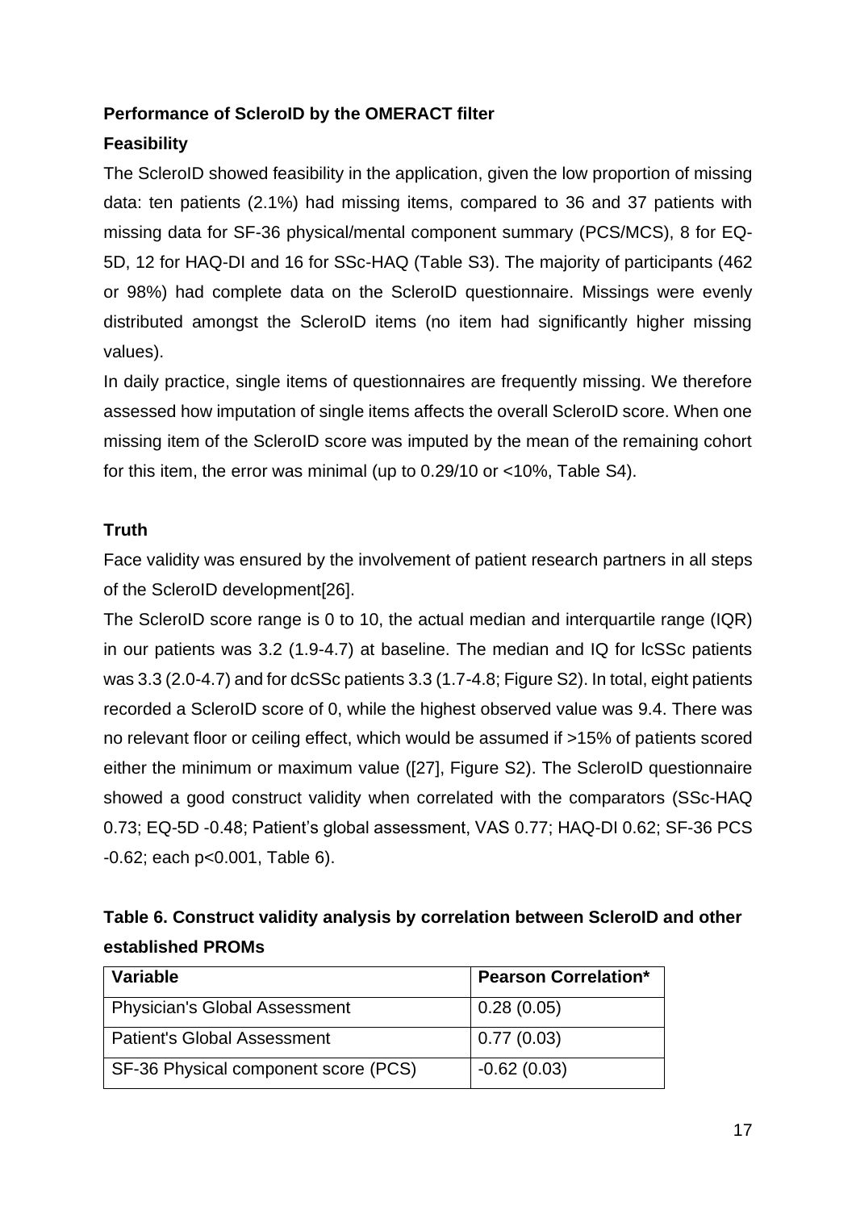**Performance of ScleroID by the OMERACT filter**

**Feasibility**

The ScleroID showed feasibility in the application, given the low proportion of missing data: ten patients (2.1%) had missing items, compared to 36 and 37 patients with missing data for SF-36 physical/mental component summary (PCS/MCS), 8 for EQ-5D, 12 for HAQ-DI and 16 for SSc-HAQ (Table S3). The majority of participants (462 or 98%) had complete data on the ScleroID questionnaire. Missings were evenly distributed amongst the ScleroID items (no item had significantly higher missing values).

In daily practice, single items of questionnaires are frequently missing. We therefore assessed how imputation of single items affects the overall ScleroID score. When one missing item of the ScleroID score was imputed by the mean of the remaining cohort for this item, the error was minimal (up to 0.29/10 or <10%, Table S4).

**Truth**

Face validity was ensured by the involvement of patient research partners in all steps of the ScleroID development[26].

The ScleroID score range is 0 to 10, the actual median and interquartile range (IQR) in our patients was 3.2 (1.9-4.7) at baseline. The median and IQ for lcSSc patients was 3.3 (2.0-4.7) and for dcSSc patients 3.3 (1.7-4.8; Figure S2). In total, eight patients recorded a ScleroID score of 0, while the highest observed value was 9.4. There was no relevant floor or ceiling effect, which would be assumed if >15% of patients scored either the minimum or maximum value ([27], Figure S2). The ScleroID questionnaire showed a good construct validity when correlated with the comparators (SSc-HAQ 0.73; EQ-5D -0.48; Patient's global assessment, VAS 0.77; HAQ-DI 0.62; SF-36 PCS -0.62; each p<0.001, Table 6).

**Table 6. Construct validity analysis by correlation between ScleroID and other established PROMs**

| Variable | Pearson Correlation* |
|---|---|
| Physician's Global Assessment | 0.28 (0.05) |
| Patient's Global Assessment | 0.77 (0.03) |
| SF-36 Physical component score (PCS) | -0.62 (0.03) |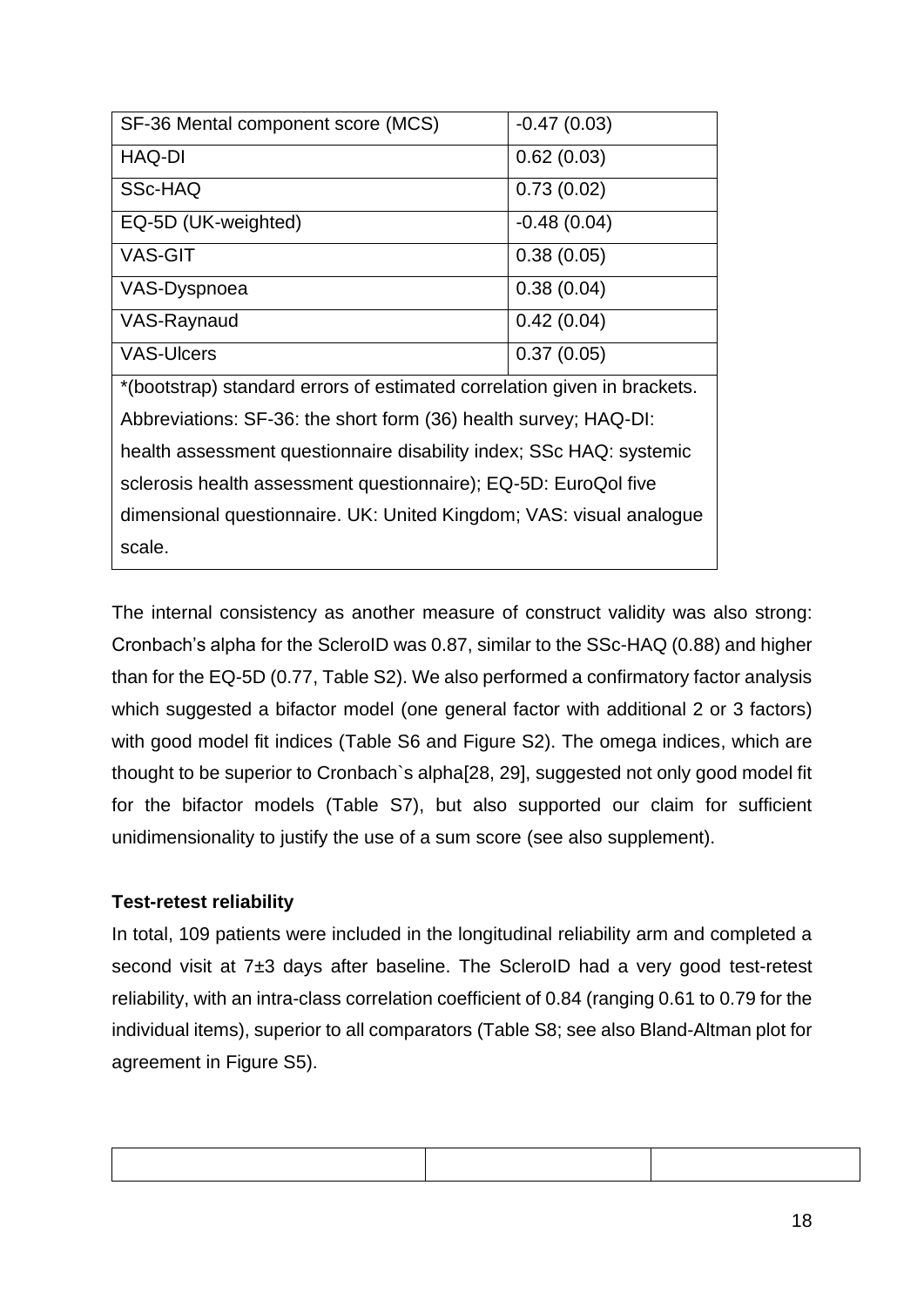| | |
|---|---|
| SF-36 Mental component score (MCS) | -0.47 (0.03) |
| HAQ-DI | 0.62 (0.03) |
| SSc-HAQ | 0.73 (0.02) |
| EQ-5D (UK-weighted) | -0.48 (0.04) |
| VAS-GIT | 0.38 (0.05) |
| VAS-Dyspnoea | 0.38 (0.04) |
| VAS-Raynaud | 0.42 (0.04) |
| VAS-Ulcers | 0.37 (0.05) |

*(bootstrap) standard errors of estimated correlation given in brackets.
Abbreviations: SF-36: the short form (36) health survey; HAQ-DI: health assessment questionnaire disability index; SSc HAQ: systemic sclerosis health assessment questionnaire); EQ-5D: EuroQol five dimensional questionnaire. UK: United Kingdom; VAS: visual analogue scale.

The internal consistency as another measure of construct validity was also strong: Cronbach's alpha for the ScleroID was 0.87, similar to the SSc-HAQ (0.88) and higher than for the EQ-5D (0.77, Table S2). We also performed a confirmatory factor analysis which suggested a bifactor model (one general factor with additional 2 or 3 factors) with good model fit indices (Table S6 and Figure S2). The omega indices, which are thought to be superior to Cronbach`s alpha[28, 29], suggested not only good model fit for the bifactor models (Table S7), but also supported our claim for sufficient unidimensionality to justify the use of a sum score (see also supplement).

**Test-retest reliability**

In total, 109 patients were included in the longitudinal reliability arm and completed a second visit at 7±3 days after baseline. The ScleroID had a very good test-retest reliability, with an intra-class correlation coefficient of 0.84 (ranging 0.61 to 0.79 for the individual items), superior to all comparators (Table S8; see also Bland-Altman plot for agreement in Figure S5).

| | | |
|---|---|---|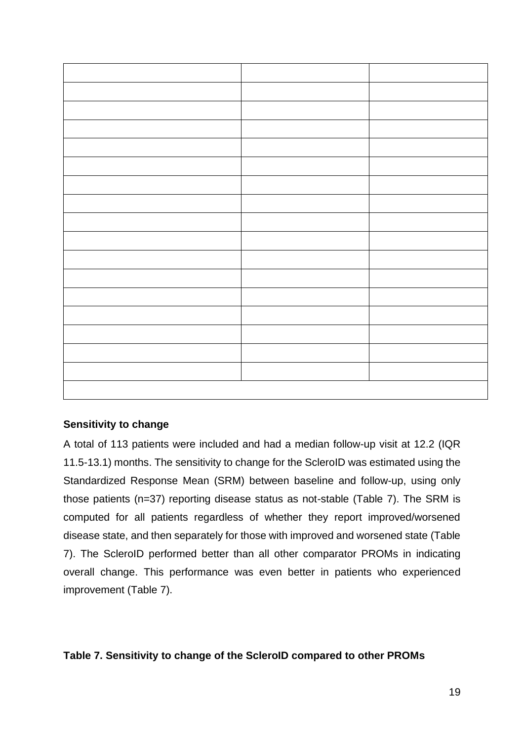|  |  |  |
|---|---|---|
|  |  |  |
|  |  |  |
|  |  |  |
|  |  |  |
|  |  |  |
|  |  |  |
|  |  |  |
|  |  |  |
|  |  |  |
|  |  |  |
|  |  |  |
|  |  |  |
|  |  |  |
|  |  |  |
|  |  |  |
|  |  |  |
|  |  |  |

**Sensitivity to change**

A total of 113 patients were included and had a median follow-up visit at 12.2 (IQR 11.5-13.1) months. The sensitivity to change for the ScleroID was estimated using the Standardized Response Mean (SRM) between baseline and follow-up, using only those patients (n=37) reporting disease status as not-stable (Table 7). The SRM is computed for all patients regardless of whether they report improved/worsened disease state, and then separately for those with improved and worsened state (Table 7). The ScleroID performed better than all other comparator PROMs in indicating overall change. This performance was even better in patients who experienced improvement (Table 7).

**Table 7. Sensitivity to change of the ScleroID compared to other PROMs**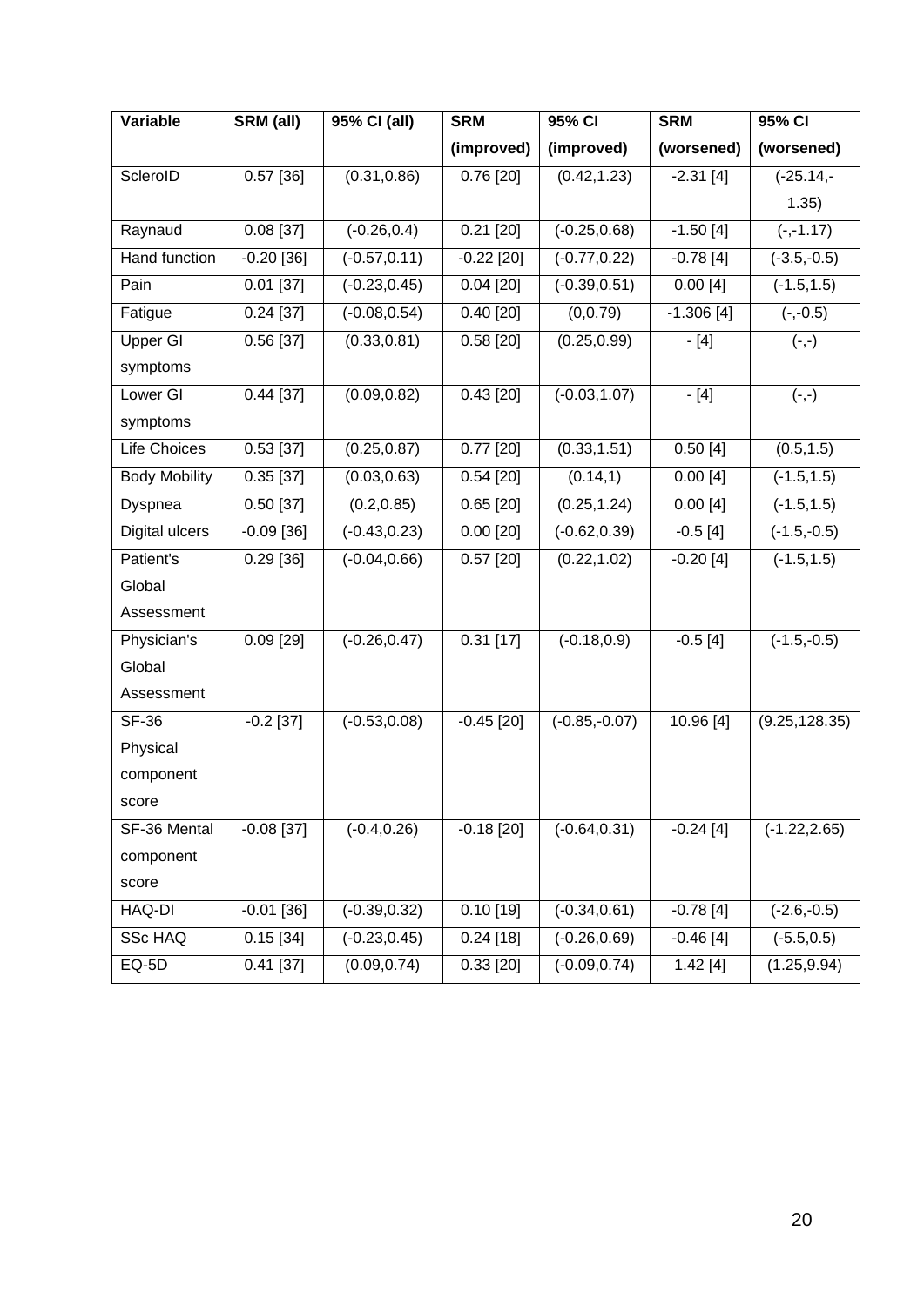| Variable | SRM (all) | 95% CI (all) | SRM (improved) | 95% CI (improved) | SRM (worsened) | 95% CI (worsened) |
|---|---|---|---|---|---|---|
| ScleroID | 0.57 [36] | (0.31,0.86) | 0.76 [20] | (0.42,1.23) | -2.31 [4] | (-25.14,-1.35) |
| Raynaud | 0.08 [37] | (-0.26,0.4) | 0.21 [20] | (-0.25,0.68) | -1.50 [4] | (-,-1.17) |
| Hand function | -0.20 [36] | (-0.57,0.11) | -0.22 [20] | (-0.77,0.22) | -0.78 [4] | (-3.5,-0.5) |
| Pain | 0.01 [37] | (-0.23,0.45) | 0.04 [20] | (-0.39,0.51) | 0.00 [4] | (-1.5,1.5) |
| Fatigue | 0.24 [37] | (-0.08,0.54) | 0.40 [20] | (0,0.79) | -1.306 [4] | (-,-0.5) |
| Upper GI symptoms | 0.56 [37] | (0.33,0.81) | 0.58 [20] | (0.25,0.99) | - [4] | (-,-) |
| Lower GI symptoms | 0.44 [37] | (0.09,0.82) | 0.43 [20] | (-0.03,1.07) | - [4] | (-,-) |
| Life Choices | 0.53 [37] | (0.25,0.87) | 0.77 [20] | (0.33,1.51) | 0.50 [4] | (0.5,1.5) |
| Body Mobility | 0.35 [37] | (0.03,0.63) | 0.54 [20] | (0.14,1) | 0.00 [4] | (-1.5,1.5) |
| Dyspnea | 0.50 [37] | (0.2,0.85) | 0.65 [20] | (0.25,1.24) | 0.00 [4] | (-1.5,1.5) |
| Digital ulcers | -0.09 [36] | (-0.43,0.23) | 0.00 [20] | (-0.62,0.39) | -0.5 [4] | (-1.5,-0.5) |
| Patient's Global Assessment | 0.29 [36] | (-0.04,0.66) | 0.57 [20] | (0.22,1.02) | -0.20 [4] | (-1.5,1.5) |
| Physician's Global Assessment | 0.09 [29] | (-0.26,0.47) | 0.31 [17] | (-0.18,0.9) | -0.5 [4] | (-1.5,-0.5) |
| SF-36 Physical component score | -0.2 [37] | (-0.53,0.08) | -0.45 [20] | (-0.85,-0.07) | 10.96 [4] | (9.25,128.35) |
| SF-36 Mental component score | -0.08 [37] | (-0.4,0.26) | -0.18 [20] | (-0.64,0.31) | -0.24 [4] | (-1.22,2.65) |
| HAQ-DI | -0.01 [36] | (-0.39,0.32) | 0.10 [19] | (-0.34,0.61) | -0.78 [4] | (-2.6,-0.5) |
| SSc HAQ | 0.15 [34] | (-0.23,0.45) | 0.24 [18] | (-0.26,0.69) | -0.46 [4] | (-5.5,0.5) |
| EQ-5D | 0.41 [37] | (0.09,0.74) | 0.33 [20] | (-0.09,0.74) | 1.42 [4] | (1.25,9.94) |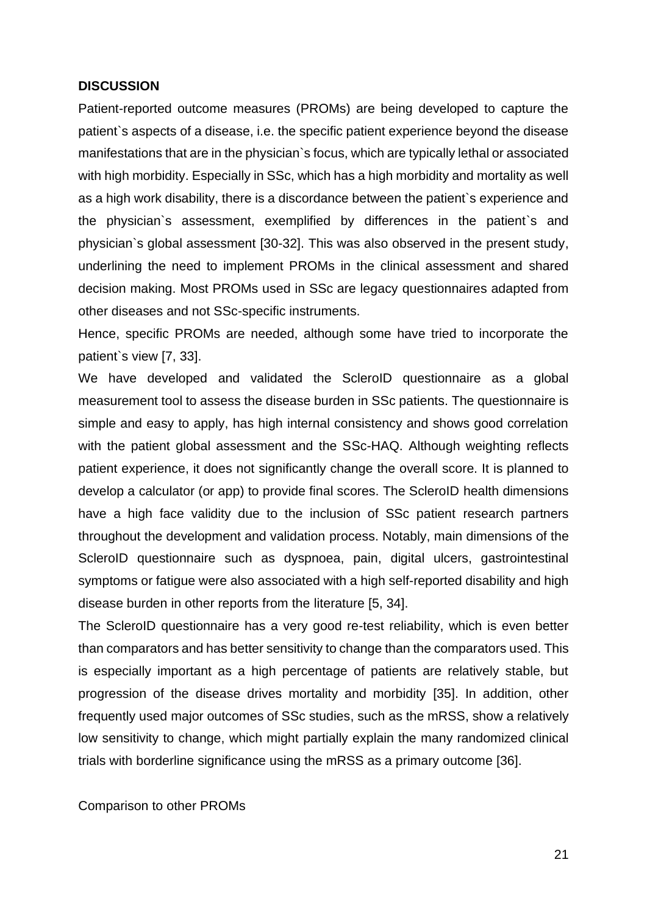**DISCUSSION**

Patient-reported outcome measures (PROMs) are being developed to capture the patient`s aspects of a disease, i.e. the specific patient experience beyond the disease manifestations that are in the physician`s focus, which are typically lethal or associated with high morbidity. Especially in SSc, which has a high morbidity and mortality as well as a high work disability, there is a discordance between the patient`s experience and the physician`s assessment, exemplified by differences in the patient`s and physician`s global assessment [30-32]. This was also observed in the present study, underlining the need to implement PROMs in the clinical assessment and shared decision making. Most PROMs used in SSc are legacy questionnaires adapted from other diseases and not SSc-specific instruments.

Hence, specific PROMs are needed, although some have tried to incorporate the patient`s view [7, 33].

We have developed and validated the ScleroID questionnaire as a global measurement tool to assess the disease burden in SSc patients. The questionnaire is simple and easy to apply, has high internal consistency and shows good correlation with the patient global assessment and the SSc-HAQ. Although weighting reflects patient experience, it does not significantly change the overall score. It is planned to develop a calculator (or app) to provide final scores. The ScleroID health dimensions have a high face validity due to the inclusion of SSc patient research partners throughout the development and validation process. Notably, main dimensions of the ScleroID questionnaire such as dyspnoea, pain, digital ulcers, gastrointestinal symptoms or fatigue were also associated with a high self-reported disability and high disease burden in other reports from the literature [5, 34].

The ScleroID questionnaire has a very good re-test reliability, which is even better than comparators and has better sensitivity to change than the comparators used. This is especially important as a high percentage of patients are relatively stable, but progression of the disease drives mortality and morbidity [35]. In addition, other frequently used major outcomes of SSc studies, such as the mRSS, show a relatively low sensitivity to change, which might partially explain the many randomized clinical trials with borderline significance using the mRSS as a primary outcome [36].

Comparison to other PROMs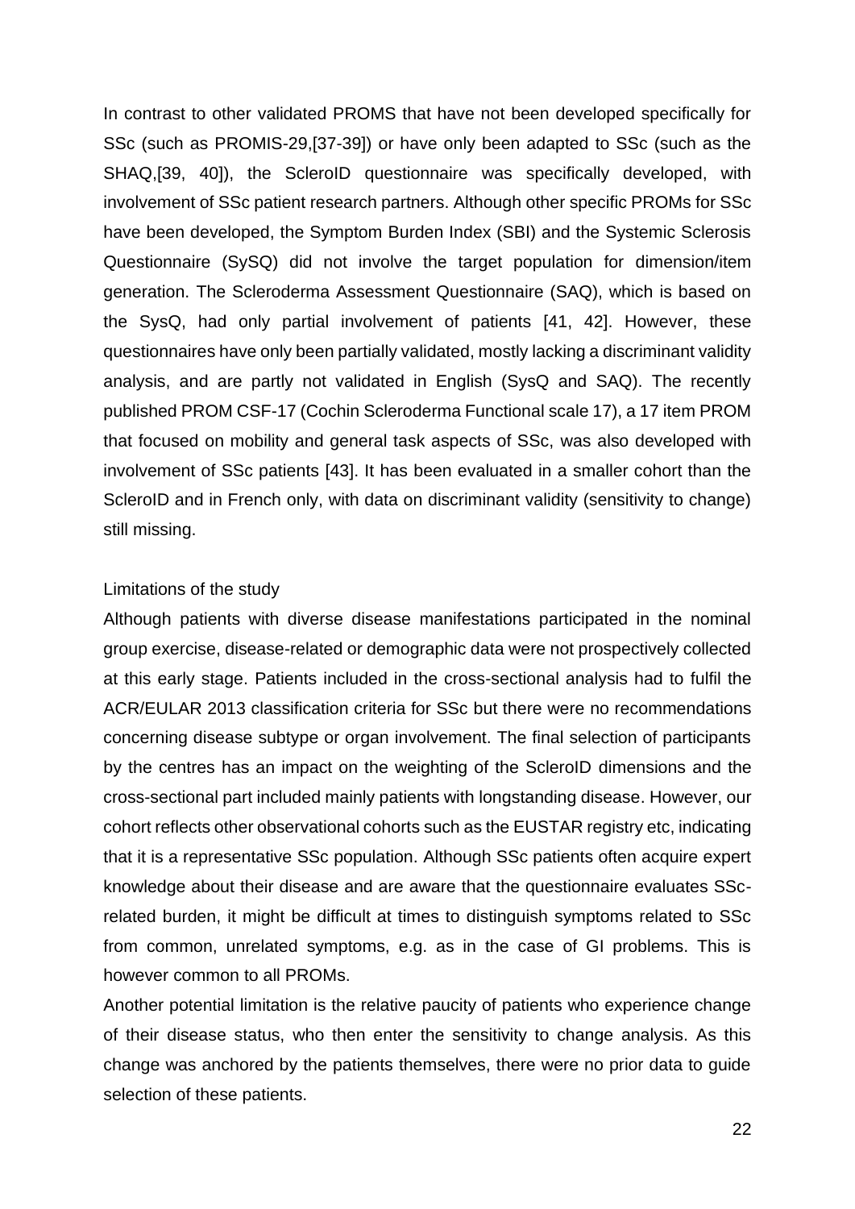In contrast to other validated PROMS that have not been developed specifically for SSc (such as PROMIS-29,[37-39]) or have only been adapted to SSc (such as the SHAQ,[39, 40]), the ScleroID questionnaire was specifically developed, with involvement of SSc patient research partners. Although other specific PROMs for SSc have been developed, the Symptom Burden Index (SBI) and the Systemic Sclerosis Questionnaire (SySQ) did not involve the target population for dimension/item generation. The Scleroderma Assessment Questionnaire (SAQ), which is based on the SysQ, had only partial involvement of patients [41, 42]. However, these questionnaires have only been partially validated, mostly lacking a discriminant validity analysis, and are partly not validated in English (SysQ and SAQ). The recently published PROM CSF-17 (Cochin Scleroderma Functional scale 17), a 17 item PROM that focused on mobility and general task aspects of SSc, was also developed with involvement of SSc patients [43]. It has been evaluated in a smaller cohort than the ScleroID and in French only, with data on discriminant validity (sensitivity to change) still missing.

## Limitations of the study

Although patients with diverse disease manifestations participated in the nominal group exercise, disease-related or demographic data were not prospectively collected at this early stage. Patients included in the cross-sectional analysis had to fulfil the ACR/EULAR 2013 classification criteria for SSc but there were no recommendations concerning disease subtype or organ involvement. The final selection of participants by the centres has an impact on the weighting of the ScleroID dimensions and the cross-sectional part included mainly patients with longstanding disease. However, our cohort reflects other observational cohorts such as the EUSTAR registry etc, indicating that it is a representative SSc population. Although SSc patients often acquire expert knowledge about their disease and are aware that the questionnaire evaluates SSc-related burden, it might be difficult at times to distinguish symptoms related to SSc from common, unrelated symptoms, e.g. as in the case of GI problems. This is however common to all PROMs.

Another potential limitation is the relative paucity of patients who experience change of their disease status, who then enter the sensitivity to change analysis. As this change was anchored by the patients themselves, there were no prior data to guide selection of these patients.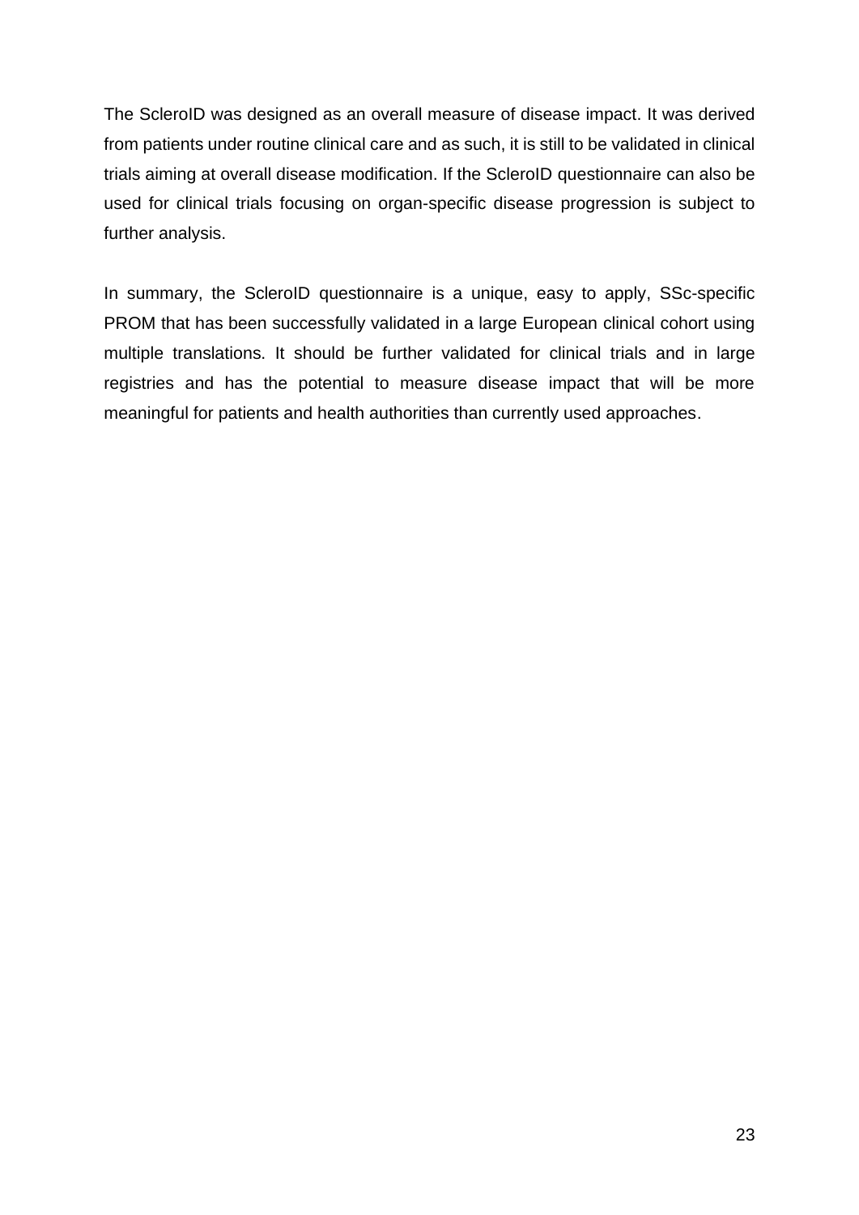The ScleroID was designed as an overall measure of disease impact. It was derived from patients under routine clinical care and as such, it is still to be validated in clinical trials aiming at overall disease modification. If the ScleroID questionnaire can also be used for clinical trials focusing on organ-specific disease progression is subject to further analysis.

In summary, the ScleroID questionnaire is a unique, easy to apply, SSc-specific PROM that has been successfully validated in a large European clinical cohort using multiple translations. It should be further validated for clinical trials and in large registries and has the potential to measure disease impact that will be more meaningful for patients and health authorities than currently used approaches.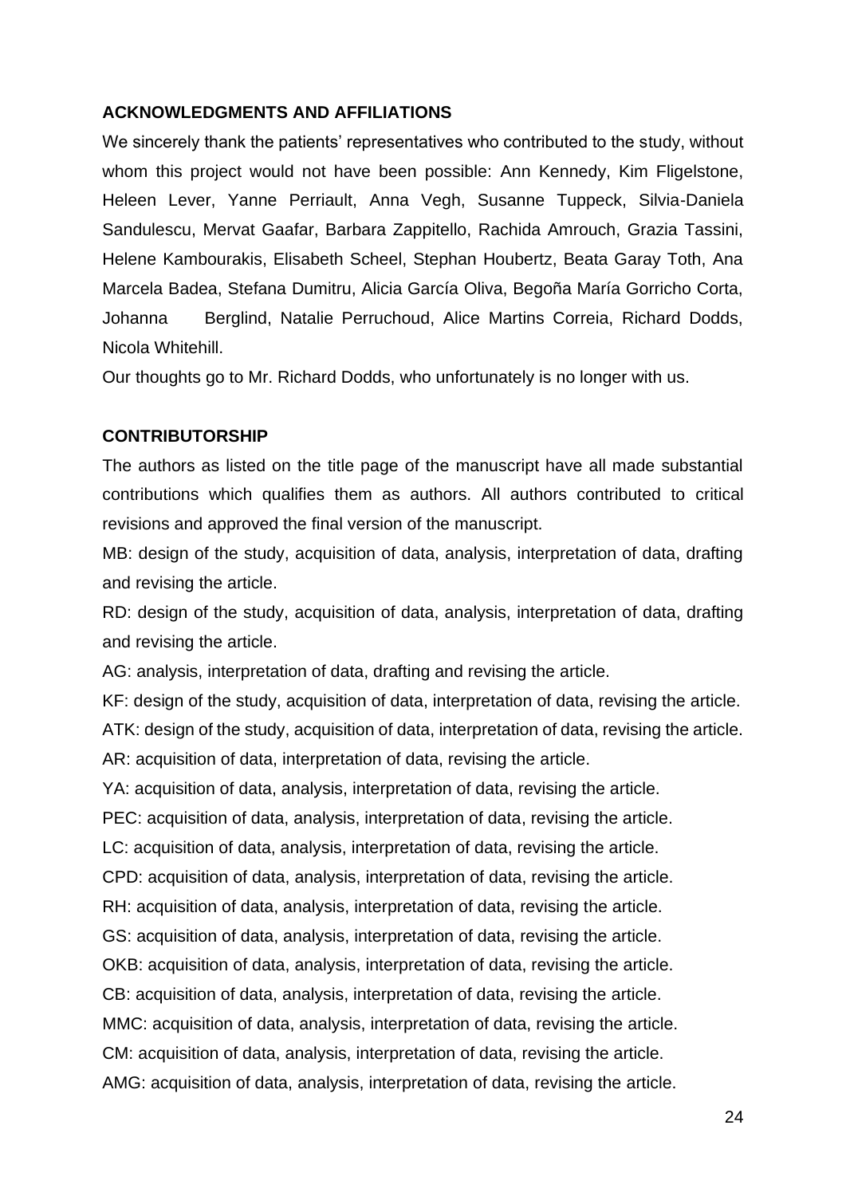## ACKNOWLEDGMENTS AND AFFILIATIONS

We sincerely thank the patients' representatives who contributed to the study, without whom this project would not have been possible: Ann Kennedy, Kim Fligelstone, Heleen Lever, Yanne Perriault, Anna Vegh, Susanne Tuppeck, Silvia-Daniela Sandulescu, Mervat Gaafar, Barbara Zappitello, Rachida Amrouch, Grazia Tassini, Helene Kambourakis, Elisabeth Scheel, Stephan Houbertz, Beata Garay Toth, Ana Marcela Badea, Stefana Dumitru, Alicia García Oliva, Begoña María Gorricho Corta, Johanna Berglind, Natalie Perruchoud, Alice Martins Correia, Richard Dodds, Nicola Whitehill.

Our thoughts go to Mr. Richard Dodds, who unfortunately is no longer with us.

## CONTRIBUTORSHIP

The authors as listed on the title page of the manuscript have all made substantial contributions which qualifies them as authors. All authors contributed to critical revisions and approved the final version of the manuscript.

MB: design of the study, acquisition of data, analysis, interpretation of data, drafting and revising the article.

RD: design of the study, acquisition of data, analysis, interpretation of data, drafting and revising the article.

AG: analysis, interpretation of data, drafting and revising the article.

KF: design of the study, acquisition of data, interpretation of data, revising the article.

ATK: design of the study, acquisition of data, interpretation of data, revising the article.

AR: acquisition of data, interpretation of data, revising the article.

YA: acquisition of data, analysis, interpretation of data, revising the article.

PEC: acquisition of data, analysis, interpretation of data, revising the article.

LC: acquisition of data, analysis, interpretation of data, revising the article.

CPD: acquisition of data, analysis, interpretation of data, revising the article.

RH: acquisition of data, analysis, interpretation of data, revising the article.

GS: acquisition of data, analysis, interpretation of data, revising the article.

OKB: acquisition of data, analysis, interpretation of data, revising the article.

CB: acquisition of data, analysis, interpretation of data, revising the article.

MMC: acquisition of data, analysis, interpretation of data, revising the article.

CM: acquisition of data, analysis, interpretation of data, revising the article.

AMG: acquisition of data, analysis, interpretation of data, revising the article.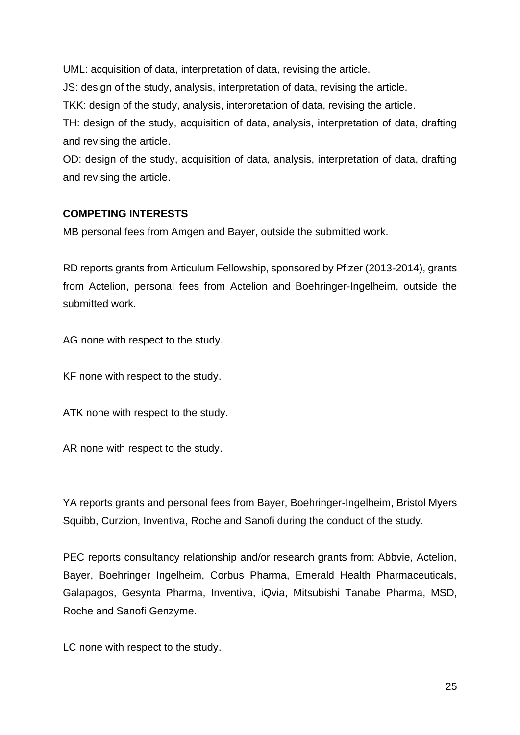UML: acquisition of data, interpretation of data, revising the article.

JS: design of the study, analysis, interpretation of data, revising the article.

TKK: design of the study, analysis, interpretation of data, revising the article.

TH: design of the study, acquisition of data, analysis, interpretation of data, drafting and revising the article.

OD: design of the study, acquisition of data, analysis, interpretation of data, drafting and revising the article.

**COMPETING INTERESTS**

MB personal fees from Amgen and Bayer, outside the submitted work.

RD reports grants from Articulum Fellowship, sponsored by Pfizer (2013-2014), grants from Actelion, personal fees from Actelion and Boehringer-Ingelheim, outside the submitted work.

AG none with respect to the study.

KF none with respect to the study.

ATK none with respect to the study.

AR none with respect to the study.

YA reports grants and personal fees from Bayer, Boehringer-Ingelheim, Bristol Myers Squibb, Curzion, Inventiva, Roche and Sanofi during the conduct of the study.

PEC reports consultancy relationship and/or research grants from: Abbvie, Actelion, Bayer, Boehringer Ingelheim, Corbus Pharma, Emerald Health Pharmaceuticals, Galapagos, Gesynta Pharma, Inventiva, iQvia, Mitsubishi Tanabe Pharma, MSD, Roche and Sanofi Genzyme.

LC none with respect to the study.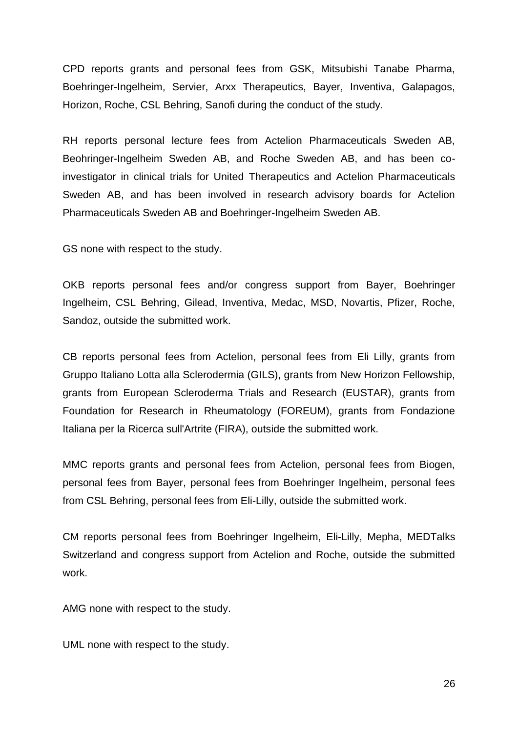CPD reports grants and personal fees from GSK, Mitsubishi Tanabe Pharma, Boehringer-Ingelheim, Servier, Arxx Therapeutics, Bayer, Inventiva, Galapagos, Horizon, Roche, CSL Behring, Sanofi during the conduct of the study.

RH reports personal lecture fees from Actelion Pharmaceuticals Sweden AB, Beohringer-Ingelheim Sweden AB, and Roche Sweden AB, and has been co-investigator in clinical trials for United Therapeutics and Actelion Pharmaceuticals Sweden AB, and has been involved in research advisory boards for Actelion Pharmaceuticals Sweden AB and Boehringer-Ingelheim Sweden AB.

GS none with respect to the study.

OKB reports personal fees and/or congress support from Bayer, Boehringer Ingelheim, CSL Behring, Gilead, Inventiva, Medac, MSD, Novartis, Pfizer, Roche, Sandoz, outside the submitted work.

CB reports personal fees from Actelion, personal fees from Eli Lilly, grants from Gruppo Italiano Lotta alla Sclerodermia (GILS), grants from New Horizon Fellowship, grants from European Scleroderma Trials and Research (EUSTAR), grants from Foundation for Research in Rheumatology (FOREUM), grants from Fondazione Italiana per la Ricerca sull'Artrite (FIRA), outside the submitted work.

MMC reports grants and personal fees from Actelion, personal fees from Biogen, personal fees from Bayer, personal fees from Boehringer Ingelheim, personal fees from CSL Behring, personal fees from Eli-Lilly, outside the submitted work.

CM reports personal fees from Boehringer Ingelheim, Eli-Lilly, Mepha, MEDTalks Switzerland and congress support from Actelion and Roche, outside the submitted work.

AMG none with respect to the study.

UML none with respect to the study.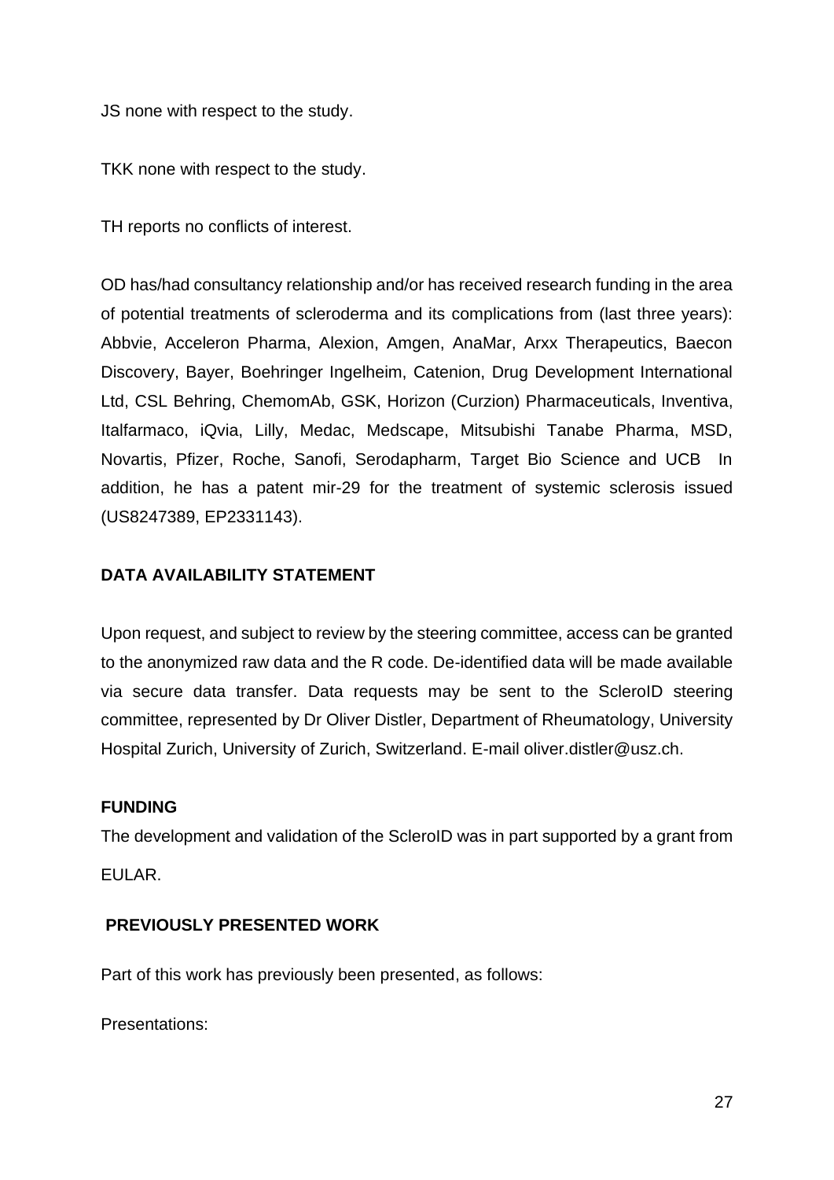JS none with respect to the study.

TKK none with respect to the study.

TH reports no conflicts of interest.

OD has/had consultancy relationship and/or has received research funding in the area of potential treatments of scleroderma and its complications from (last three years): Abbvie, Acceleron Pharma, Alexion, Amgen, AnaMar, Arxx Therapeutics, Baecon Discovery, Bayer, Boehringer Ingelheim, Catenion, Drug Development International Ltd, CSL Behring, ChemomAb, GSK, Horizon (Curzion) Pharmaceuticals, Inventiva, Italfarmaco, iQvia, Lilly, Medac, Medscape, Mitsubishi Tanabe Pharma, MSD, Novartis, Pfizer, Roche, Sanofi, Serodapharm, Target Bio Science and UCB In addition, he has a patent mir-29 for the treatment of systemic sclerosis issued (US8247389, EP2331143).

## DATA AVAILABILITY STATEMENT

Upon request, and subject to review by the steering committee, access can be granted to the anonymized raw data and the R code. De-identified data will be made available via secure data transfer. Data requests may be sent to the ScleroID steering committee, represented by Dr Oliver Distler, Department of Rheumatology, University Hospital Zurich, University of Zurich, Switzerland. E-mail oliver.distler@usz.ch.

## FUNDING

The development and validation of the ScleroID was in part supported by a grant from EULAR.

## PREVIOUSLY PRESENTED WORK

Part of this work has previously been presented, as follows:

Presentations: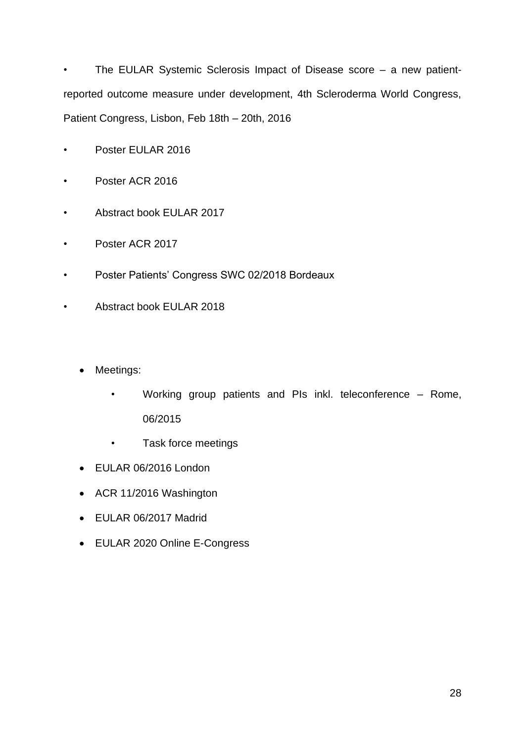- The EULAR Systemic Sclerosis Impact of Disease score – a new patient-reported outcome measure under development, 4th Scleroderma World Congress, Patient Congress, Lisbon, Feb 18th – 20th, 2016
- Poster EULAR 2016
- Poster ACR 2016
- Abstract book EULAR 2017
- Poster ACR 2017
- Poster Patients' Congress SWC 02/2018 Bordeaux
- Abstract book EULAR 2018

- Meetings:
  - Working group patients and PIs inkl. teleconference – Rome, 06/2015
  - Task force meetings
- EULAR 06/2016 London
- ACR 11/2016 Washington
- EULAR 06/2017 Madrid
- EULAR 2020 Online E-Congress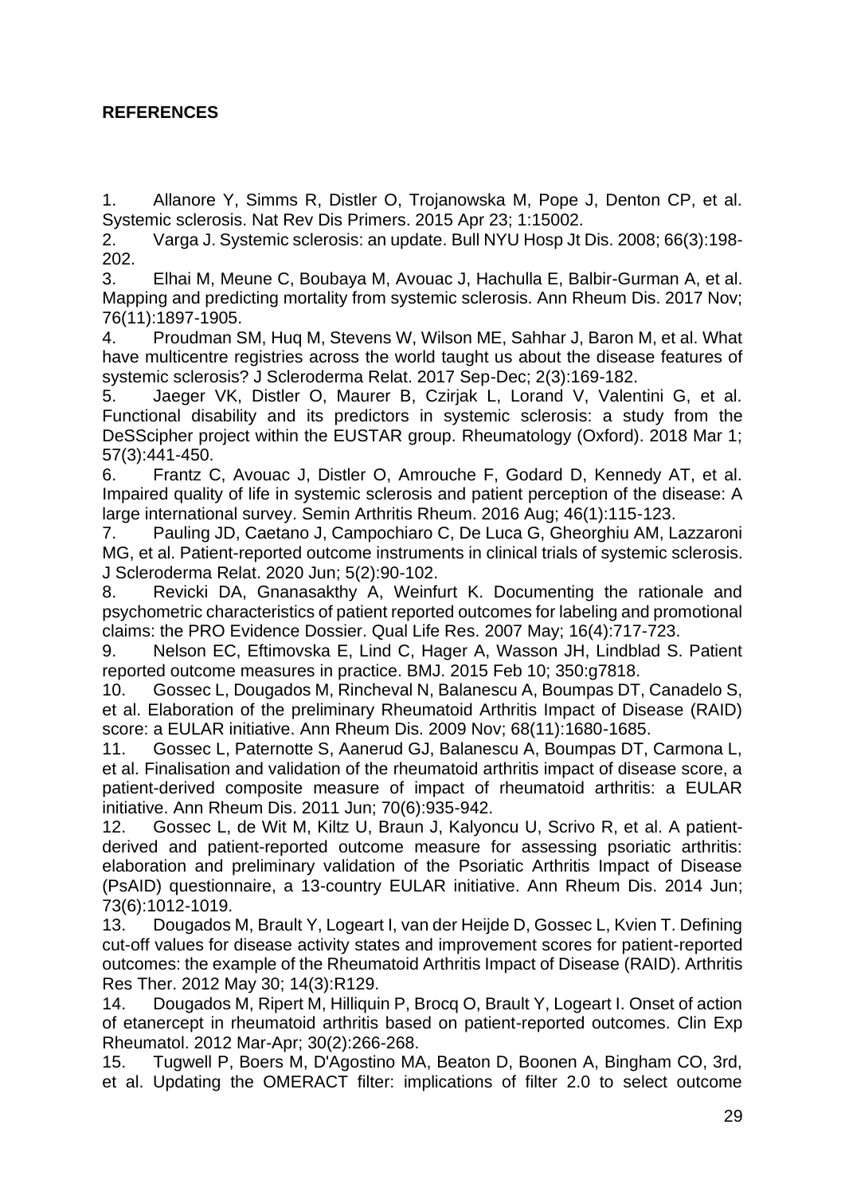**REFERENCES**

1. Allanore Y, Simms R, Distler O, Trojanowska M, Pope J, Denton CP, et al. Systemic sclerosis. Nat Rev Dis Primers. 2015 Apr 23; 1:15002.
2. Varga J. Systemic sclerosis: an update. Bull NYU Hosp Jt Dis. 2008; 66(3):198-202.
3. Elhai M, Meune C, Boubaya M, Avouac J, Hachulla E, Balbir-Gurman A, et al. Mapping and predicting mortality from systemic sclerosis. Ann Rheum Dis. 2017 Nov; 76(11):1897-1905.
4. Proudman SM, Huq M, Stevens W, Wilson ME, Sahhar J, Baron M, et al. What have multicentre registries across the world taught us about the disease features of systemic sclerosis? J Scleroderma Relat. 2017 Sep-Dec; 2(3):169-182.
5. Jaeger VK, Distler O, Maurer B, Czirjak L, Lorand V, Valentini G, et al. Functional disability and its predictors in systemic sclerosis: a study from the DeSScipher project within the EUSTAR group. Rheumatology (Oxford). 2018 Mar 1; 57(3):441-450.
6. Frantz C, Avouac J, Distler O, Amrouche F, Godard D, Kennedy AT, et al. Impaired quality of life in systemic sclerosis and patient perception of the disease: A large international survey. Semin Arthritis Rheum. 2016 Aug; 46(1):115-123.
7. Pauling JD, Caetano J, Campochiaro C, De Luca G, Gheorghiu AM, Lazzaroni MG, et al. Patient-reported outcome instruments in clinical trials of systemic sclerosis. J Scleroderma Relat. 2020 Jun; 5(2):90-102.
8. Revicki DA, Gnanasakthy A, Weinfurt K. Documenting the rationale and psychometric characteristics of patient reported outcomes for labeling and promotional claims: the PRO Evidence Dossier. Qual Life Res. 2007 May; 16(4):717-723.
9. Nelson EC, Eftimovska E, Lind C, Hager A, Wasson JH, Lindblad S. Patient reported outcome measures in practice. BMJ. 2015 Feb 10; 350:g7818.
10. Gossec L, Dougados M, Rincheval N, Balanescu A, Boumpas DT, Canadelo S, et al. Elaboration of the preliminary Rheumatoid Arthritis Impact of Disease (RAID) score: a EULAR initiative. Ann Rheum Dis. 2009 Nov; 68(11):1680-1685.
11. Gossec L, Paternotte S, Aanerud GJ, Balanescu A, Boumpas DT, Carmona L, et al. Finalisation and validation of the rheumatoid arthritis impact of disease score, a patient-derived composite measure of impact of rheumatoid arthritis: a EULAR initiative. Ann Rheum Dis. 2011 Jun; 70(6):935-942.
12. Gossec L, de Wit M, Kiltz U, Braun J, Kalyoncu U, Scrivo R, et al. A patient-derived and patient-reported outcome measure for assessing psoriatic arthritis: elaboration and preliminary validation of the Psoriatic Arthritis Impact of Disease (PsAID) questionnaire, a 13-country EULAR initiative. Ann Rheum Dis. 2014 Jun; 73(6):1012-1019.
13. Dougados M, Brault Y, Logeart I, van der Heijde D, Gossec L, Kvien T. Defining cut-off values for disease activity states and improvement scores for patient-reported outcomes: the example of the Rheumatoid Arthritis Impact of Disease (RAID). Arthritis Res Ther. 2012 May 30; 14(3):R129.
14. Dougados M, Ripert M, Hilliquin P, Brocq O, Brault Y, Logeart I. Onset of action of etanercept in rheumatoid arthritis based on patient-reported outcomes. Clin Exp Rheumatol. 2012 Mar-Apr; 30(2):266-268.
15. Tugwell P, Boers M, D'Agostino MA, Beaton D, Boonen A, Bingham CO, 3rd, et al. Updating the OMERACT filter: implications of filter 2.0 to select outcome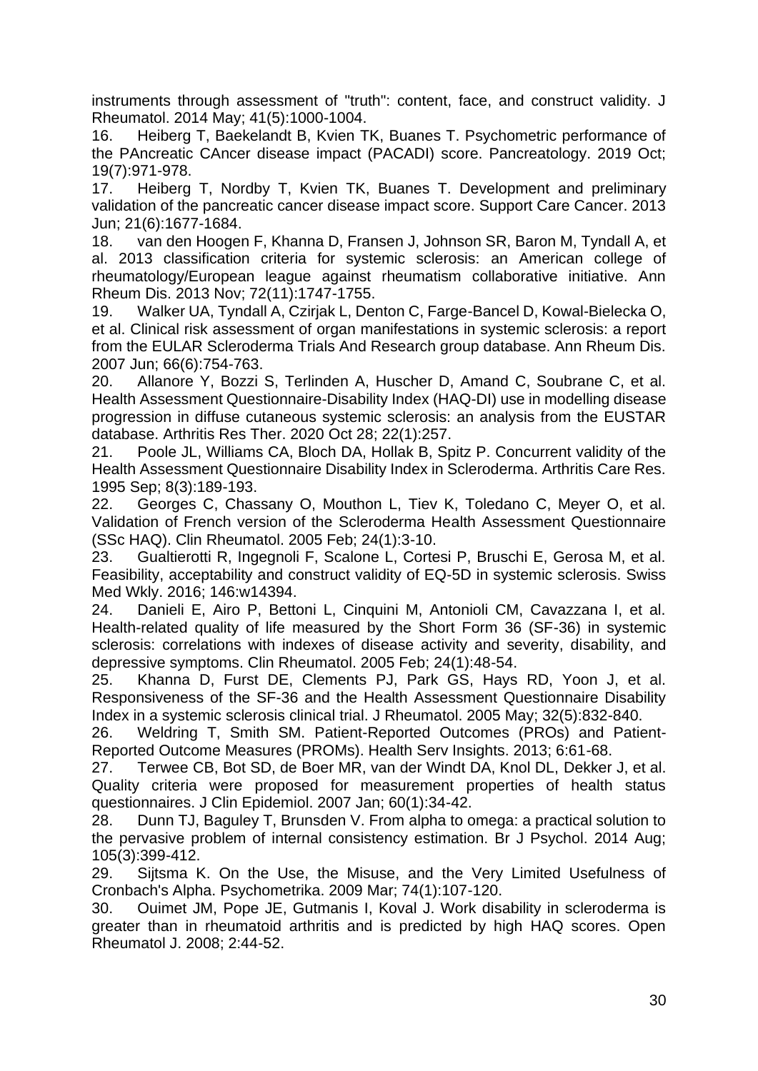instruments through assessment of "truth": content, face, and construct validity. J Rheumatol. 2014 May; 41(5):1000-1004.

16. Heiberg T, Baekelandt B, Kvien TK, Buanes T. Psychometric performance of the PAncreatic CAncer disease impact (PACADI) score. Pancreatology. 2019 Oct; 19(7):971-978.

17. Heiberg T, Nordby T, Kvien TK, Buanes T. Development and preliminary validation of the pancreatic cancer disease impact score. Support Care Cancer. 2013 Jun; 21(6):1677-1684.

18. van den Hoogen F, Khanna D, Fransen J, Johnson SR, Baron M, Tyndall A, et al. 2013 classification criteria for systemic sclerosis: an American college of rheumatology/European league against rheumatism collaborative initiative. Ann Rheum Dis. 2013 Nov; 72(11):1747-1755.

19. Walker UA, Tyndall A, Czirjak L, Denton C, Farge-Bancel D, Kowal-Bielecka O, et al. Clinical risk assessment of organ manifestations in systemic sclerosis: a report from the EULAR Scleroderma Trials And Research group database. Ann Rheum Dis. 2007 Jun; 66(6):754-763.

20. Allanore Y, Bozzi S, Terlinden A, Huscher D, Amand C, Soubrane C, et al. Health Assessment Questionnaire-Disability Index (HAQ-DI) use in modelling disease progression in diffuse cutaneous systemic sclerosis: an analysis from the EUSTAR database. Arthritis Res Ther. 2020 Oct 28; 22(1):257.

21. Poole JL, Williams CA, Bloch DA, Hollak B, Spitz P. Concurrent validity of the Health Assessment Questionnaire Disability Index in Scleroderma. Arthritis Care Res. 1995 Sep; 8(3):189-193.

22. Georges C, Chassany O, Mouthon L, Tiev K, Toledano C, Meyer O, et al. Validation of French version of the Scleroderma Health Assessment Questionnaire (SSc HAQ). Clin Rheumatol. 2005 Feb; 24(1):3-10.

23. Gualtierotti R, Ingegnoli F, Scalone L, Cortesi P, Bruschi E, Gerosa M, et al. Feasibility, acceptability and construct validity of EQ-5D in systemic sclerosis. Swiss Med Wkly. 2016; 146:w14394.

24. Danieli E, Airo P, Bettoni L, Cinquini M, Antonioli CM, Cavazzana I, et al. Health-related quality of life measured by the Short Form 36 (SF-36) in systemic sclerosis: correlations with indexes of disease activity and severity, disability, and depressive symptoms. Clin Rheumatol. 2005 Feb; 24(1):48-54.

25. Khanna D, Furst DE, Clements PJ, Park GS, Hays RD, Yoon J, et al. Responsiveness of the SF-36 and the Health Assessment Questionnaire Disability Index in a systemic sclerosis clinical trial. J Rheumatol. 2005 May; 32(5):832-840.

26. Weldring T, Smith SM. Patient-Reported Outcomes (PROs) and Patient-Reported Outcome Measures (PROMs). Health Serv Insights. 2013; 6:61-68.

27. Terwee CB, Bot SD, de Boer MR, van der Windt DA, Knol DL, Dekker J, et al. Quality criteria were proposed for measurement properties of health status questionnaires. J Clin Epidemiol. 2007 Jan; 60(1):34-42.

28. Dunn TJ, Baguley T, Brunsden V. From alpha to omega: a practical solution to the pervasive problem of internal consistency estimation. Br J Psychol. 2014 Aug; 105(3):399-412.

29. Sijtsma K. On the Use, the Misuse, and the Very Limited Usefulness of Cronbach's Alpha. Psychometrika. 2009 Mar; 74(1):107-120.

30. Ouimet JM, Pope JE, Gutmanis I, Koval J. Work disability in scleroderma is greater than in rheumatoid arthritis and is predicted by high HAQ scores. Open Rheumatol J. 2008; 2:44-52.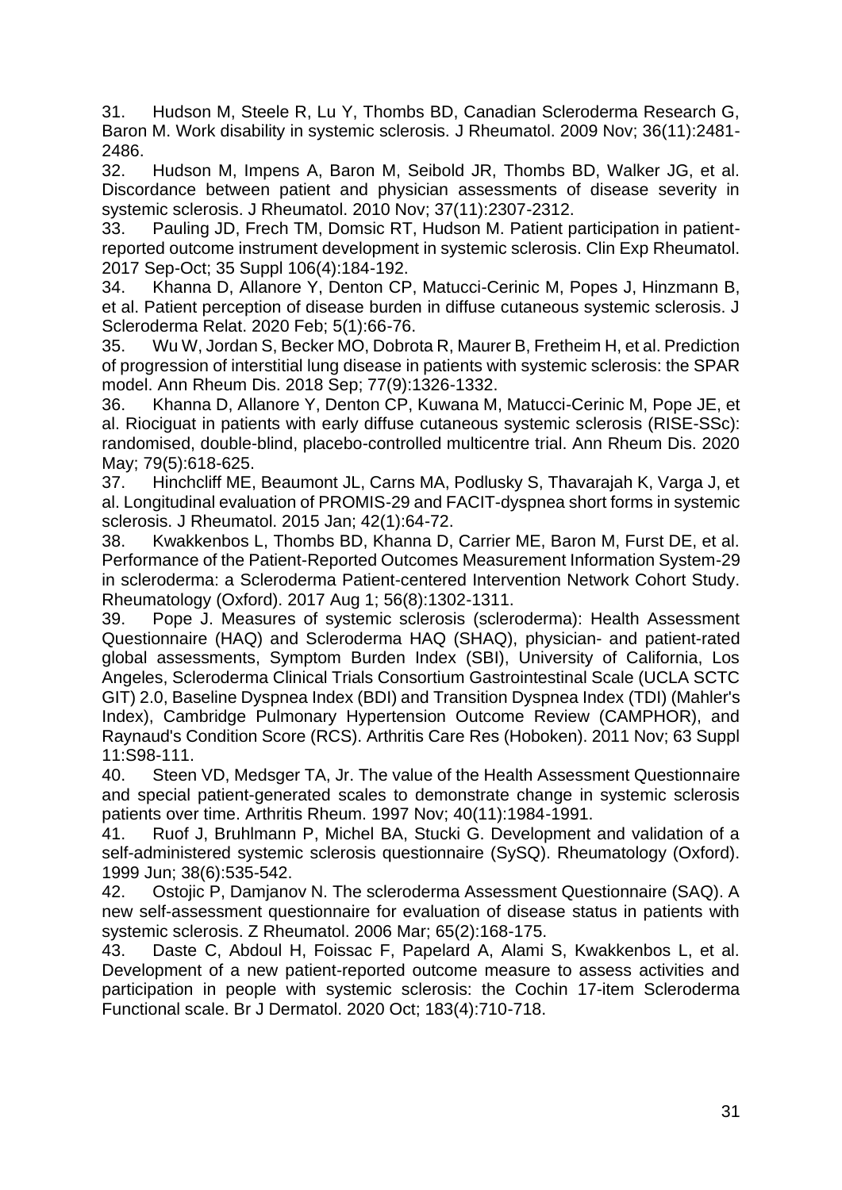31. Hudson M, Steele R, Lu Y, Thombs BD, Canadian Scleroderma Research G, Baron M. Work disability in systemic sclerosis. J Rheumatol. 2009 Nov; 36(11):2481-2486.
32. Hudson M, Impens A, Baron M, Seibold JR, Thombs BD, Walker JG, et al. Discordance between patient and physician assessments of disease severity in systemic sclerosis. J Rheumatol. 2010 Nov; 37(11):2307-2312.
33. Pauling JD, Frech TM, Domsic RT, Hudson M. Patient participation in patient-reported outcome instrument development in systemic sclerosis. Clin Exp Rheumatol. 2017 Sep-Oct; 35 Suppl 106(4):184-192.
34. Khanna D, Allanore Y, Denton CP, Matucci-Cerinic M, Popes J, Hinzmann B, et al. Patient perception of disease burden in diffuse cutaneous systemic sclerosis. J Scleroderma Relat. 2020 Feb; 5(1):66-76.
35. Wu W, Jordan S, Becker MO, Dobrota R, Maurer B, Fretheim H, et al. Prediction of progression of interstitial lung disease in patients with systemic sclerosis: the SPAR model. Ann Rheum Dis. 2018 Sep; 77(9):1326-1332.
36. Khanna D, Allanore Y, Denton CP, Kuwana M, Matucci-Cerinic M, Pope JE, et al. Riociguat in patients with early diffuse cutaneous systemic sclerosis (RISE-SSc): randomised, double-blind, placebo-controlled multicentre trial. Ann Rheum Dis. 2020 May; 79(5):618-625.
37. Hinchcliff ME, Beaumont JL, Carns MA, Podlusky S, Thavarajah K, Varga J, et al. Longitudinal evaluation of PROMIS-29 and FACIT-dyspnea short forms in systemic sclerosis. J Rheumatol. 2015 Jan; 42(1):64-72.
38. Kwakkenbos L, Thombs BD, Khanna D, Carrier ME, Baron M, Furst DE, et al. Performance of the Patient-Reported Outcomes Measurement Information System-29 in scleroderma: a Scleroderma Patient-centered Intervention Network Cohort Study. Rheumatology (Oxford). 2017 Aug 1; 56(8):1302-1311.
39. Pope J. Measures of systemic sclerosis (scleroderma): Health Assessment Questionnaire (HAQ) and Scleroderma HAQ (SHAQ), physician- and patient-rated global assessments, Symptom Burden Index (SBI), University of California, Los Angeles, Scleroderma Clinical Trials Consortium Gastrointestinal Scale (UCLA SCTC GIT) 2.0, Baseline Dyspnea Index (BDI) and Transition Dyspnea Index (TDI) (Mahler's Index), Cambridge Pulmonary Hypertension Outcome Review (CAMPHOR), and Raynaud's Condition Score (RCS). Arthritis Care Res (Hoboken). 2011 Nov; 63 Suppl 11:S98-111.
40. Steen VD, Medsger TA, Jr. The value of the Health Assessment Questionnaire and special patient-generated scales to demonstrate change in systemic sclerosis patients over time. Arthritis Rheum. 1997 Nov; 40(11):1984-1991.
41. Ruof J, Bruhlmann P, Michel BA, Stucki G. Development and validation of a self-administered systemic sclerosis questionnaire (SySQ). Rheumatology (Oxford). 1999 Jun; 38(6):535-542.
42. Ostojic P, Damjanov N. The scleroderma Assessment Questionnaire (SAQ). A new self-assessment questionnaire for evaluation of disease status in patients with systemic sclerosis. Z Rheumatol. 2006 Mar; 65(2):168-175.
43. Daste C, Abdoul H, Foissac F, Papelard A, Alami S, Kwakkenbos L, et al. Development of a new patient-reported outcome measure to assess activities and participation in people with systemic sclerosis: the Cochin 17-item Scleroderma Functional scale. Br J Dermatol. 2020 Oct; 183(4):710-718.